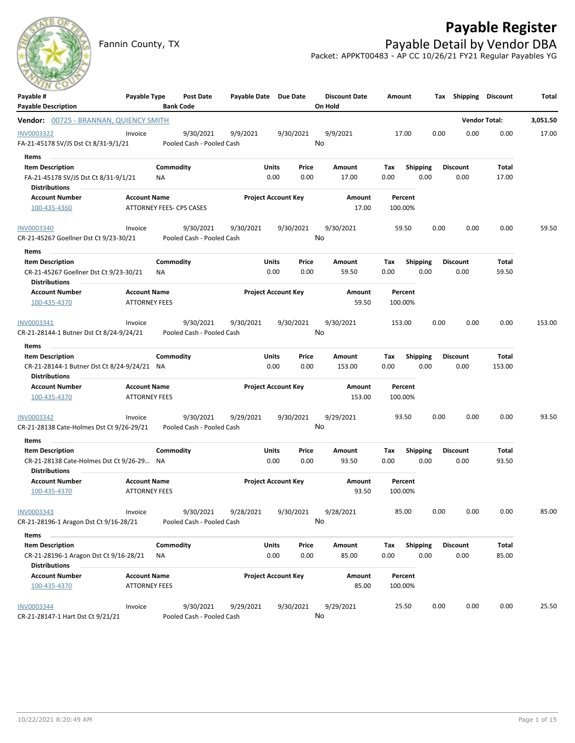# Payable Register

Fannin County, TX

## Payable Detail by Vendor DBA

Packet: APPKT00483 - AP CC 10/26/21 FY21 Regular Payables YG

| Payable # / Payable Description | Payable Type | Post Date / Bank Code | Payable Date | Due Date | Discount Date / On Hold | Amount | Tax | Shipping | Discount | Total |
|---|---|---|---|---|---|---|---|---|---|---|

**Vendor: 00725 - BRANNAN, QUIENCY SMITH** — **Vendor Total: 3,051.50**

---

**INV0003322** | Invoice | 9/30/2021 | 9/9/2021 | 9/30/2021 | 9/9/2021 | 17.00 | 0.00 | 0.00 | 0.00 | 17.00

FA-21-45178 SV/JS Dst Ct 8/31-9/1/21 | Pooled Cash - Pooled Cash | On Hold: No

Items

| Item Description | Commodity | Units | Price | Amount | Tax | Shipping | Discount | Total |
|---|---|---|---|---|---|---|---|---|
| FA-21-45178 SV/JS Dst Ct 8/31-9/1/21 | NA | 0.00 | 0.00 | 17.00 | 0.00 | 0.00 | 0.00 | 17.00 |

Distributions

| Account Number | Account Name | Project Account Key | Amount | Percent |
|---|---|---|---|---|
| 100-435-4360 | ATTORNEY FEES- CPS CASES | | 17.00 | 100.00% |

---

**INV0003340** | Invoice | 9/30/2021 | 9/30/2021 | 9/30/2021 | 9/30/2021 | 59.50 | 0.00 | 0.00 | 0.00 | 59.50

CR-21-45267 Goellner Dst Ct 9/23-30/21 | Pooled Cash - Pooled Cash | On Hold: No

Items

| Item Description | Commodity | Units | Price | Amount | Tax | Shipping | Discount | Total |
|---|---|---|---|---|---|---|---|---|
| CR-21-45267 Goellner Dst Ct 9/23-30/21 | NA | 0.00 | 0.00 | 59.50 | 0.00 | 0.00 | 0.00 | 59.50 |

Distributions

| Account Number | Account Name | Project Account Key | Amount | Percent |
|---|---|---|---|---|
| 100-435-4370 | ATTORNEY FEES | | 59.50 | 100.00% |

---

**INV0003341** | Invoice | 9/30/2021 | 9/30/2021 | 9/30/2021 | 9/30/2021 | 153.00 | 0.00 | 0.00 | 0.00 | 153.00

CR-21-28144-1 Butner Dst Ct 8/24-9/24/21 | Pooled Cash - Pooled Cash | On Hold: No

Items

| Item Description | Commodity | Units | Price | Amount | Tax | Shipping | Discount | Total |
|---|---|---|---|---|---|---|---|---|
| CR-21-28144-1 Butner Dst Ct 8/24-9/24/21 | NA | 0.00 | 0.00 | 153.00 | 0.00 | 0.00 | 0.00 | 153.00 |

Distributions

| Account Number | Account Name | Project Account Key | Amount | Percent |
|---|---|---|---|---|
| 100-435-4370 | ATTORNEY FEES | | 153.00 | 100.00% |

---

**INV0003342** | Invoice | 9/30/2021 | 9/29/2021 | 9/30/2021 | 9/29/2021 | 93.50 | 0.00 | 0.00 | 0.00 | 93.50

CR-21-28138 Cate-Holmes Dst Ct 9/26-29/21 | Pooled Cash - Pooled Cash | On Hold: No

Items

| Item Description | Commodity | Units | Price | Amount | Tax | Shipping | Discount | Total |
|---|---|---|---|---|---|---|---|---|
| CR-21-28138 Cate-Holmes Dst Ct 9/26-29... | NA | 0.00 | 0.00 | 93.50 | 0.00 | 0.00 | 0.00 | 93.50 |

Distributions

| Account Number | Account Name | Project Account Key | Amount | Percent |
|---|---|---|---|---|
| 100-435-4370 | ATTORNEY FEES | | 93.50 | 100.00% |

---

**INV0003343** | Invoice | 9/30/2021 | 9/28/2021 | 9/30/2021 | 9/28/2021 | 85.00 | 0.00 | 0.00 | 0.00 | 85.00

CR-21-28196-1 Aragon Dst Ct 9/16-28/21 | Pooled Cash - Pooled Cash | On Hold: No

Items

| Item Description | Commodity | Units | Price | Amount | Tax | Shipping | Discount | Total |
|---|---|---|---|---|---|---|---|---|
| CR-21-28196-1 Aragon Dst Ct 9/16-28/21 | NA | 0.00 | 0.00 | 85.00 | 0.00 | 0.00 | 0.00 | 85.00 |

Distributions

| Account Number | Account Name | Project Account Key | Amount | Percent |
|---|---|---|---|---|
| 100-435-4370 | ATTORNEY FEES | | 85.00 | 100.00% |

---

**INV0003344** | Invoice | 9/30/2021 | 9/29/2021 | 9/30/2021 | 9/29/2021 | 25.50 | 0.00 | 0.00 | 0.00 | 25.50

CR-21-28147-1 Hart Dst Ct 9/21/21 | Pooled Cash - Pooled Cash | On Hold: No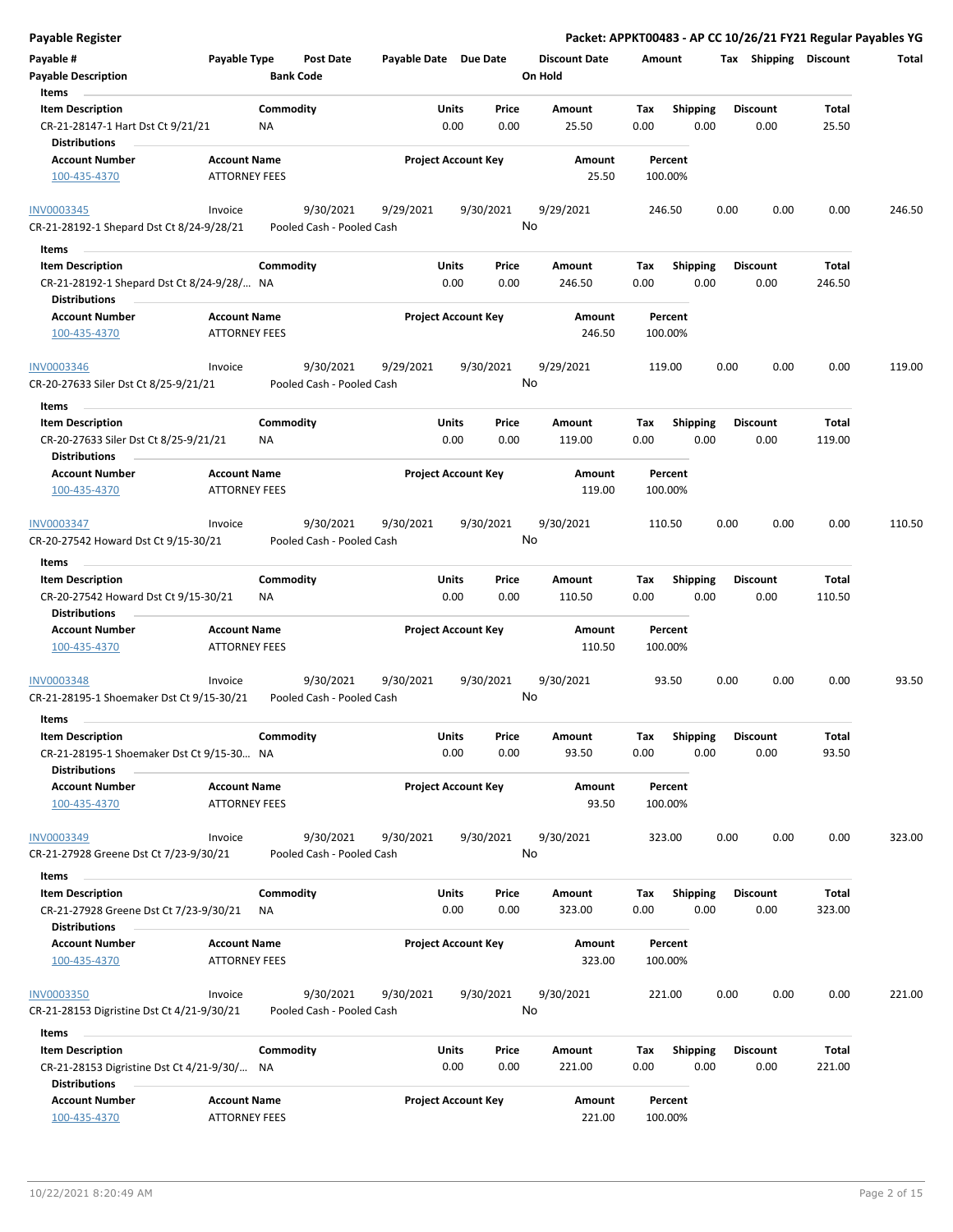## Payable Register

**Packet: APPKT00483 - AP CC 10/26/21 FY21 Regular Payables YG**

| Payable # | Payable Type | Post Date | Payable Date | Due Date | Discount Date | Amount | Tax | Shipping | Discount | Total |
|---|---|---|---|---|---|---|---|---|---|---|
| Payable Description | | Bank Code | | | On Hold | | | | | |

**Items**

| Item Description | Commodity | Units | Price | Amount | Tax | Shipping | Discount | Total |
|---|---|---|---|---|---|---|---|---|
| CR-21-28147-1 Hart Dst Ct 9/21/21 | NA | 0.00 | 0.00 | 25.50 | 0.00 | 0.00 | 0.00 | 25.50 |

**Distributions**

| Account Number | Account Name | Project Account Key | Amount | Percent |
|---|---|---|---|---|
| 100-435-4370 | ATTORNEY FEES | | 25.50 | 100.00% |

---

| Payable # | Payable Type | Post Date | Payable Date | Due Date | Discount Date | Amount | Tax | Shipping | Discount | Total |
|---|---|---|---|---|---|---|---|---|---|---|
| INV0003345 | Invoice | 9/30/2021 | 9/29/2021 | 9/30/2021 | 9/29/2021 | 246.50 | 0.00 | 0.00 | 0.00 | 246.50 |
| CR-21-28192-1 Shepard Dst Ct 8/24-9/28/21 | | Pooled Cash - Pooled Cash | | | No | | | | | |

**Items**

| Item Description | Commodity | Units | Price | Amount | Tax | Shipping | Discount | Total |
|---|---|---|---|---|---|---|---|---|
| CR-21-28192-1 Shepard Dst Ct 8/24-9/28/... | NA | 0.00 | 0.00 | 246.50 | 0.00 | 0.00 | 0.00 | 246.50 |

**Distributions**

| Account Number | Account Name | Project Account Key | Amount | Percent |
|---|---|---|---|---|
| 100-435-4370 | ATTORNEY FEES | | 246.50 | 100.00% |

---

| Payable # | Payable Type | Post Date | Payable Date | Due Date | Discount Date | Amount | Tax | Shipping | Discount | Total |
|---|---|---|---|---|---|---|---|---|---|---|
| INV0003346 | Invoice | 9/30/2021 | 9/29/2021 | 9/30/2021 | 9/29/2021 | 119.00 | 0.00 | 0.00 | 0.00 | 119.00 |
| CR-20-27633 Siler Dst Ct 8/25-9/21/21 | | Pooled Cash - Pooled Cash | | | No | | | | | |

**Items**

| Item Description | Commodity | Units | Price | Amount | Tax | Shipping | Discount | Total |
|---|---|---|---|---|---|---|---|---|
| CR-20-27633 Siler Dst Ct 8/25-9/21/21 | NA | 0.00 | 0.00 | 119.00 | 0.00 | 0.00 | 0.00 | 119.00 |

**Distributions**

| Account Number | Account Name | Project Account Key | Amount | Percent |
|---|---|---|---|---|
| 100-435-4370 | ATTORNEY FEES | | 119.00 | 100.00% |

---

| Payable # | Payable Type | Post Date | Payable Date | Due Date | Discount Date | Amount | Tax | Shipping | Discount | Total |
|---|---|---|---|---|---|---|---|---|---|---|
| INV0003347 | Invoice | 9/30/2021 | 9/30/2021 | 9/30/2021 | 9/30/2021 | 110.50 | 0.00 | 0.00 | 0.00 | 110.50 |
| CR-20-27542 Howard Dst Ct 9/15-30/21 | | Pooled Cash - Pooled Cash | | | No | | | | | |

**Items**

| Item Description | Commodity | Units | Price | Amount | Tax | Shipping | Discount | Total |
|---|---|---|---|---|---|---|---|---|
| CR-20-27542 Howard Dst Ct 9/15-30/21 | NA | 0.00 | 0.00 | 110.50 | 0.00 | 0.00 | 0.00 | 110.50 |

**Distributions**

| Account Number | Account Name | Project Account Key | Amount | Percent |
|---|---|---|---|---|
| 100-435-4370 | ATTORNEY FEES | | 110.50 | 100.00% |

---

| Payable # | Payable Type | Post Date | Payable Date | Due Date | Discount Date | Amount | Tax | Shipping | Discount | Total |
|---|---|---|---|---|---|---|---|---|---|---|
| INV0003348 | Invoice | 9/30/2021 | 9/30/2021 | 9/30/2021 | 9/30/2021 | 93.50 | 0.00 | 0.00 | 0.00 | 93.50 |
| CR-21-28195-1 Shoemaker Dst Ct 9/15-30/21 | | Pooled Cash - Pooled Cash | | | No | | | | | |

**Items**

| Item Description | Commodity | Units | Price | Amount | Tax | Shipping | Discount | Total |
|---|---|---|---|---|---|---|---|---|
| CR-21-28195-1 Shoemaker Dst Ct 9/15-30... | NA | 0.00 | 0.00 | 93.50 | 0.00 | 0.00 | 0.00 | 93.50 |

**Distributions**

| Account Number | Account Name | Project Account Key | Amount | Percent |
|---|---|---|---|---|
| 100-435-4370 | ATTORNEY FEES | | 93.50 | 100.00% |

---

| Payable # | Payable Type | Post Date | Payable Date | Due Date | Discount Date | Amount | Tax | Shipping | Discount | Total |
|---|---|---|---|---|---|---|---|---|---|---|
| INV0003349 | Invoice | 9/30/2021 | 9/30/2021 | 9/30/2021 | 9/30/2021 | 323.00 | 0.00 | 0.00 | 0.00 | 323.00 |
| CR-21-27928 Greene Dst Ct 7/23-9/30/21 | | Pooled Cash - Pooled Cash | | | No | | | | | |

**Items**

| Item Description | Commodity | Units | Price | Amount | Tax | Shipping | Discount | Total |
|---|---|---|---|---|---|---|---|---|
| CR-21-27928 Greene Dst Ct 7/23-9/30/21 | NA | 0.00 | 0.00 | 323.00 | 0.00 | 0.00 | 0.00 | 323.00 |

**Distributions**

| Account Number | Account Name | Project Account Key | Amount | Percent |
|---|---|---|---|---|
| 100-435-4370 | ATTORNEY FEES | | 323.00 | 100.00% |

---

| Payable # | Payable Type | Post Date | Payable Date | Due Date | Discount Date | Amount | Tax | Shipping | Discount | Total |
|---|---|---|---|---|---|---|---|---|---|---|
| INV0003350 | Invoice | 9/30/2021 | 9/30/2021 | 9/30/2021 | 9/30/2021 | 221.00 | 0.00 | 0.00 | 0.00 | 221.00 |
| CR-21-28153 Digristine Dst Ct 4/21-9/30/21 | | Pooled Cash - Pooled Cash | | | No | | | | | |

**Items**

| Item Description | Commodity | Units | Price | Amount | Tax | Shipping | Discount | Total |
|---|---|---|---|---|---|---|---|---|
| CR-21-28153 Digristine Dst Ct 4/21-9/30/... | NA | 0.00 | 0.00 | 221.00 | 0.00 | 0.00 | 0.00 | 221.00 |

**Distributions**

| Account Number | Account Name | Project Account Key | Amount | Percent |
|---|---|---|---|---|
| 100-435-4370 | ATTORNEY FEES | | 221.00 | 100.00% |

10/22/2021 8:20:49 AM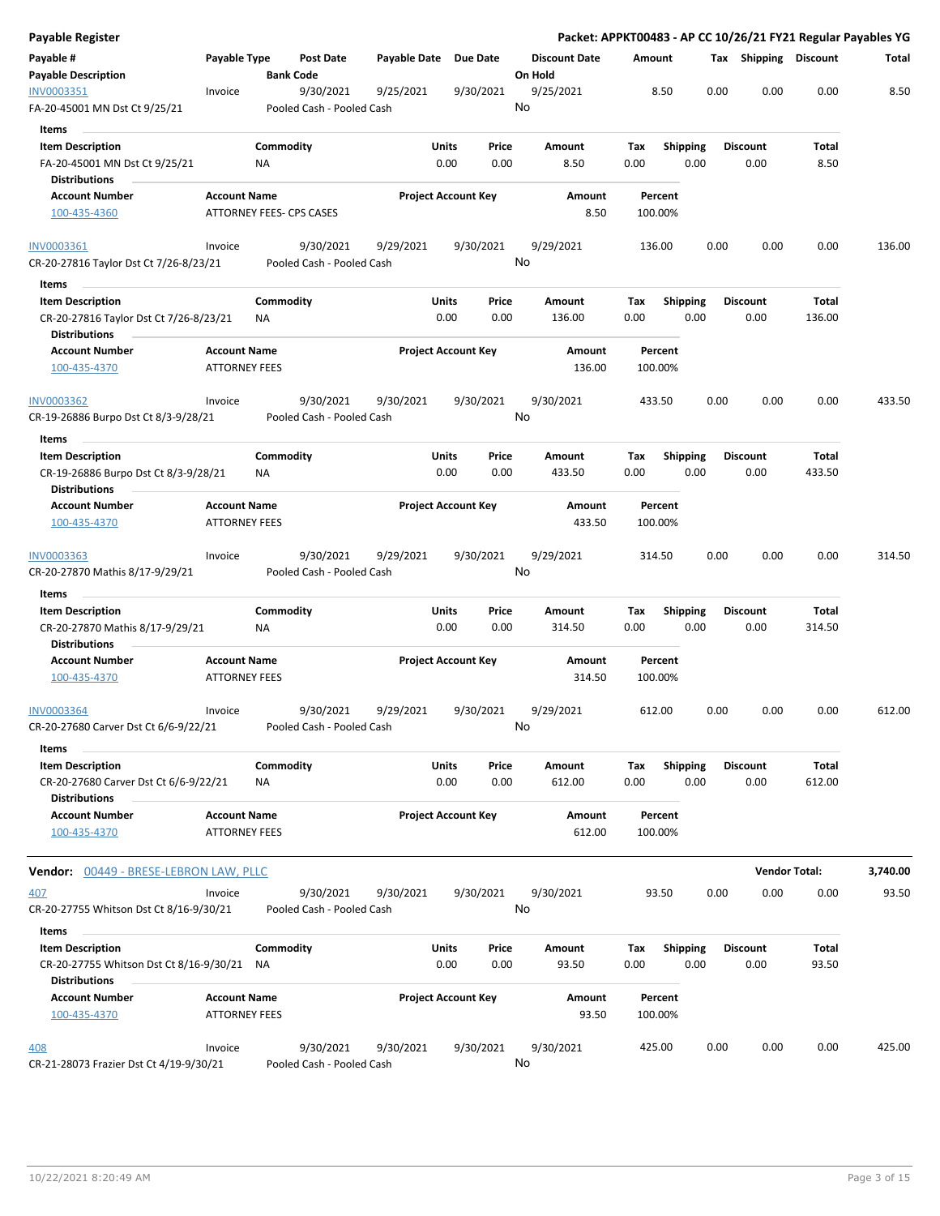## Payable Register

**Packet: APPKT00483 - AP CC 10/26/21 FY21 Regular Payables YG**

| Payable # / Payable Description | Payable Type | Post Date / Bank Code | Payable Date | Due Date | Discount Date / On Hold | Amount | Tax | Shipping | Discount | Total |
|---|---|---|---|---|---|---|---|---|---|---|
| INV0003351 | Invoice | 9/30/2021 | 9/25/2021 | 9/30/2021 | 9/25/2021 | 8.50 | 0.00 | 0.00 | 0.00 | 8.50 |
| FA-20-45001 MN Dst Ct 9/25/21 | | Pooled Cash - Pooled Cash | | | No | | | | | |

**Items**

| Item Description | Commodity | Units | Price | Amount | Tax | Shipping | Discount | Total |
|---|---|---|---|---|---|---|---|---|
| FA-20-45001 MN Dst Ct 9/25/21 | NA | 0.00 | 0.00 | 8.50 | 0.00 | 0.00 | 0.00 | 8.50 |

**Distributions**

| Account Number | Account Name | Project Account Key | Amount | Percent |
|---|---|---|---|---|
| 100-435-4360 | ATTORNEY FEES- CPS CASES | | 8.50 | 100.00% |

| Payable # / Payable Description | Payable Type | Post Date / Bank Code | Payable Date | Due Date | Discount Date / On Hold | Amount | Tax | Shipping | Discount | Total |
|---|---|---|---|---|---|---|---|---|---|---|
| INV0003361 | Invoice | 9/30/2021 | 9/29/2021 | 9/30/2021 | 9/29/2021 | 136.00 | 0.00 | 0.00 | 0.00 | 136.00 |
| CR-20-27816 Taylor Dst Ct 7/26-8/23/21 | | Pooled Cash - Pooled Cash | | | No | | | | | |

**Items**

| Item Description | Commodity | Units | Price | Amount | Tax | Shipping | Discount | Total |
|---|---|---|---|---|---|---|---|---|
| CR-20-27816 Taylor Dst Ct 7/26-8/23/21 | NA | 0.00 | 0.00 | 136.00 | 0.00 | 0.00 | 0.00 | 136.00 |

**Distributions**

| Account Number | Account Name | Project Account Key | Amount | Percent |
|---|---|---|---|---|
| 100-435-4370 | ATTORNEY FEES | | 136.00 | 100.00% |

| Payable # / Payable Description | Payable Type | Post Date / Bank Code | Payable Date | Due Date | Discount Date / On Hold | Amount | Tax | Shipping | Discount | Total |
|---|---|---|---|---|---|---|---|---|---|---|
| INV0003362 | Invoice | 9/30/2021 | 9/30/2021 | 9/30/2021 | 9/30/2021 | 433.50 | 0.00 | 0.00 | 0.00 | 433.50 |
| CR-19-26886 Burpo Dst Ct 8/3-9/28/21 | | Pooled Cash - Pooled Cash | | | No | | | | | |

**Items**

| Item Description | Commodity | Units | Price | Amount | Tax | Shipping | Discount | Total |
|---|---|---|---|---|---|---|---|---|
| CR-19-26886 Burpo Dst Ct 8/3-9/28/21 | NA | 0.00 | 0.00 | 433.50 | 0.00 | 0.00 | 0.00 | 433.50 |

**Distributions**

| Account Number | Account Name | Project Account Key | Amount | Percent |
|---|---|---|---|---|
| 100-435-4370 | ATTORNEY FEES | | 433.50 | 100.00% |

| Payable # / Payable Description | Payable Type | Post Date / Bank Code | Payable Date | Due Date | Discount Date / On Hold | Amount | Tax | Shipping | Discount | Total |
|---|---|---|---|---|---|---|---|---|---|---|
| INV0003363 | Invoice | 9/30/2021 | 9/29/2021 | 9/30/2021 | 9/29/2021 | 314.50 | 0.00 | 0.00 | 0.00 | 314.50 |
| CR-20-27870 Mathis 8/17-9/29/21 | | Pooled Cash - Pooled Cash | | | No | | | | | |

**Items**

| Item Description | Commodity | Units | Price | Amount | Tax | Shipping | Discount | Total |
|---|---|---|---|---|---|---|---|---|
| CR-20-27870 Mathis 8/17-9/29/21 | NA | 0.00 | 0.00 | 314.50 | 0.00 | 0.00 | 0.00 | 314.50 |

**Distributions**

| Account Number | Account Name | Project Account Key | Amount | Percent |
|---|---|---|---|---|
| 100-435-4370 | ATTORNEY FEES | | 314.50 | 100.00% |

| Payable # / Payable Description | Payable Type | Post Date / Bank Code | Payable Date | Due Date | Discount Date / On Hold | Amount | Tax | Shipping | Discount | Total |
|---|---|---|---|---|---|---|---|---|---|---|
| INV0003364 | Invoice | 9/30/2021 | 9/29/2021 | 9/30/2021 | 9/29/2021 | 612.00 | 0.00 | 0.00 | 0.00 | 612.00 |
| CR-20-27680 Carver Dst Ct 6/6-9/22/21 | | Pooled Cash - Pooled Cash | | | No | | | | | |

**Items**

| Item Description | Commodity | Units | Price | Amount | Tax | Shipping | Discount | Total |
|---|---|---|---|---|---|---|---|---|
| CR-20-27680 Carver Dst Ct 6/6-9/22/21 | NA | 0.00 | 0.00 | 612.00 | 0.00 | 0.00 | 0.00 | 612.00 |

**Distributions**

| Account Number | Account Name | Project Account Key | Amount | Percent |
|---|---|---|---|---|
| 100-435-4370 | ATTORNEY FEES | | 612.00 | 100.00% |

**Vendor Total: 3,740.00**

### Vendor: 00449 - BRESE-LEBRON LAW, PLLC

| Payable # / Payable Description | Payable Type | Post Date / Bank Code | Payable Date | Due Date | Discount Date / On Hold | Amount | Tax | Shipping | Discount | Total |
|---|---|---|---|---|---|---|---|---|---|---|
| 407 | Invoice | 9/30/2021 | 9/30/2021 | 9/30/2021 | 9/30/2021 | 93.50 | 0.00 | 0.00 | 0.00 | 93.50 |
| CR-20-27755 Whitson Dst Ct 8/16-9/30/21 | | Pooled Cash - Pooled Cash | | | No | | | | | |

**Items**

| Item Description | Commodity | Units | Price | Amount | Tax | Shipping | Discount | Total |
|---|---|---|---|---|---|---|---|---|
| CR-20-27755 Whitson Dst Ct 8/16-9/30/21 | NA | 0.00 | 0.00 | 93.50 | 0.00 | 0.00 | 0.00 | 93.50 |

**Distributions**

| Account Number | Account Name | Project Account Key | Amount | Percent |
|---|---|---|---|---|
| 100-435-4370 | ATTORNEY FEES | | 93.50 | 100.00% |

| Payable # / Payable Description | Payable Type | Post Date / Bank Code | Payable Date | Due Date | Discount Date / On Hold | Amount | Tax | Shipping | Discount | Total |
|---|---|---|---|---|---|---|---|---|---|---|
| 408 | Invoice | 9/30/2021 | 9/30/2021 | 9/30/2021 | 9/30/2021 | 425.00 | 0.00 | 0.00 | 0.00 | 425.00 |
| CR-21-28073 Frazier Dst Ct 4/19-9/30/21 | | Pooled Cash - Pooled Cash | | | No | | | | | |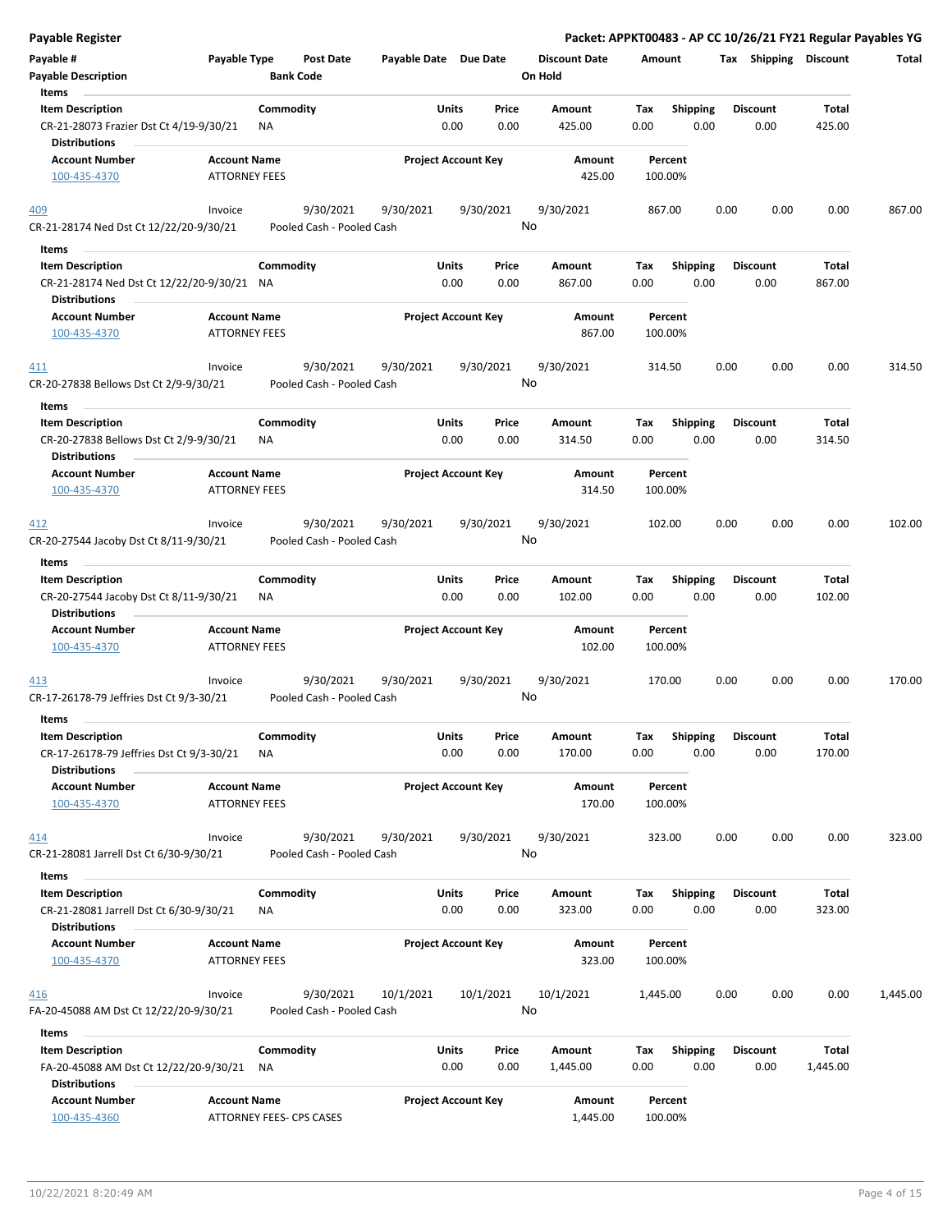## Payable Register

**Packet: APPKT00483 - AP CC 10/26/21 FY21 Regular Payables YG**

| Payable # | Payable Type | Post Date | Payable Date | Due Date | Discount Date | Amount | Tax | Shipping | Discount | Total |
|---|---|---|---|---|---|---|---|---|---|---|
| **Payable Description** | | **Bank Code** | | | **On Hold** | | | | | |

**Items**

| Item Description | Commodity | Units | Price | Amount | Tax | Shipping | Discount | Total |
|---|---|---|---|---|---|---|---|---|
| CR-21-28073 Frazier Dst Ct 4/19-9/30/21 | NA | 0.00 | 0.00 | 425.00 | 0.00 | 0.00 | 0.00 | 425.00 |

**Distributions**

| Account Number | Account Name | Project Account Key | Amount | Percent |
|---|---|---|---|---|
| 100-435-4370 | ATTORNEY FEES | | 425.00 | 100.00% |

| Payable # | Payable Type | Post Date | Payable Date | Due Date | Discount Date | Amount | Tax | Shipping | Discount | Total |
|---|---|---|---|---|---|---|---|---|---|---|
| 409 | Invoice | 9/30/2021 | 9/30/2021 | 9/30/2021 | 9/30/2021 | 867.00 | 0.00 | 0.00 | 0.00 | 867.00 |
| CR-21-28174 Ned Dst Ct 12/22/20-9/30/21 | | Pooled Cash - Pooled Cash | | | No | | | | | |

**Items**

| Item Description | Commodity | Units | Price | Amount | Tax | Shipping | Discount | Total |
|---|---|---|---|---|---|---|---|---|
| CR-21-28174 Ned Dst Ct 12/22/20-9/30/21 | NA | 0.00 | 0.00 | 867.00 | 0.00 | 0.00 | 0.00 | 867.00 |

**Distributions**

| Account Number | Account Name | Project Account Key | Amount | Percent |
|---|---|---|---|---|
| 100-435-4370 | ATTORNEY FEES | | 867.00 | 100.00% |

| Payable # | Payable Type | Post Date | Payable Date | Due Date | Discount Date | Amount | Tax | Shipping | Discount | Total |
|---|---|---|---|---|---|---|---|---|---|---|
| 411 | Invoice | 9/30/2021 | 9/30/2021 | 9/30/2021 | 9/30/2021 | 314.50 | 0.00 | 0.00 | 0.00 | 314.50 |
| CR-20-27838 Bellows Dst Ct 2/9-9/30/21 | | Pooled Cash - Pooled Cash | | | No | | | | | |

**Items**

| Item Description | Commodity | Units | Price | Amount | Tax | Shipping | Discount | Total |
|---|---|---|---|---|---|---|---|---|
| CR-20-27838 Bellows Dst Ct 2/9-9/30/21 | NA | 0.00 | 0.00 | 314.50 | 0.00 | 0.00 | 0.00 | 314.50 |

**Distributions**

| Account Number | Account Name | Project Account Key | Amount | Percent |
|---|---|---|---|---|
| 100-435-4370 | ATTORNEY FEES | | 314.50 | 100.00% |

| Payable # | Payable Type | Post Date | Payable Date | Due Date | Discount Date | Amount | Tax | Shipping | Discount | Total |
|---|---|---|---|---|---|---|---|---|---|---|
| 412 | Invoice | 9/30/2021 | 9/30/2021 | 9/30/2021 | 9/30/2021 | 102.00 | 0.00 | 0.00 | 0.00 | 102.00 |
| CR-20-27544 Jacoby Dst Ct 8/11-9/30/21 | | Pooled Cash - Pooled Cash | | | No | | | | | |

**Items**

| Item Description | Commodity | Units | Price | Amount | Tax | Shipping | Discount | Total |
|---|---|---|---|---|---|---|---|---|
| CR-20-27544 Jacoby Dst Ct 8/11-9/30/21 | NA | 0.00 | 0.00 | 102.00 | 0.00 | 0.00 | 0.00 | 102.00 |

**Distributions**

| Account Number | Account Name | Project Account Key | Amount | Percent |
|---|---|---|---|---|
| 100-435-4370 | ATTORNEY FEES | | 102.00 | 100.00% |

| Payable # | Payable Type | Post Date | Payable Date | Due Date | Discount Date | Amount | Tax | Shipping | Discount | Total |
|---|---|---|---|---|---|---|---|---|---|---|
| 413 | Invoice | 9/30/2021 | 9/30/2021 | 9/30/2021 | 9/30/2021 | 170.00 | 0.00 | 0.00 | 0.00 | 170.00 |
| CR-17-26178-79 Jeffries Dst Ct 9/3-30/21 | | Pooled Cash - Pooled Cash | | | No | | | | | |

**Items**

| Item Description | Commodity | Units | Price | Amount | Tax | Shipping | Discount | Total |
|---|---|---|---|---|---|---|---|---|
| CR-17-26178-79 Jeffries Dst Ct 9/3-30/21 | NA | 0.00 | 0.00 | 170.00 | 0.00 | 0.00 | 0.00 | 170.00 |

**Distributions**

| Account Number | Account Name | Project Account Key | Amount | Percent |
|---|---|---|---|---|
| 100-435-4370 | ATTORNEY FEES | | 170.00 | 100.00% |

| Payable # | Payable Type | Post Date | Payable Date | Due Date | Discount Date | Amount | Tax | Shipping | Discount | Total |
|---|---|---|---|---|---|---|---|---|---|---|
| 414 | Invoice | 9/30/2021 | 9/30/2021 | 9/30/2021 | 9/30/2021 | 323.00 | 0.00 | 0.00 | 0.00 | 323.00 |
| CR-21-28081 Jarrell Dst Ct 6/30-9/30/21 | | Pooled Cash - Pooled Cash | | | No | | | | | |

**Items**

| Item Description | Commodity | Units | Price | Amount | Tax | Shipping | Discount | Total |
|---|---|---|---|---|---|---|---|---|
| CR-21-28081 Jarrell Dst Ct 6/30-9/30/21 | NA | 0.00 | 0.00 | 323.00 | 0.00 | 0.00 | 0.00 | 323.00 |

**Distributions**

| Account Number | Account Name | Project Account Key | Amount | Percent |
|---|---|---|---|---|
| 100-435-4370 | ATTORNEY FEES | | 323.00 | 100.00% |

| Payable # | Payable Type | Post Date | Payable Date | Due Date | Discount Date | Amount | Tax | Shipping | Discount | Total |
|---|---|---|---|---|---|---|---|---|---|---|
| 416 | Invoice | 9/30/2021 | 10/1/2021 | 10/1/2021 | 10/1/2021 | 1,445.00 | 0.00 | 0.00 | 0.00 | 1,445.00 |
| FA-20-45088 AM Dst Ct 12/22/20-9/30/21 | | Pooled Cash - Pooled Cash | | | No | | | | | |

**Items**

| Item Description | Commodity | Units | Price | Amount | Tax | Shipping | Discount | Total |
|---|---|---|---|---|---|---|---|---|
| FA-20-45088 AM Dst Ct 12/22/20-9/30/21 | NA | 0.00 | 0.00 | 1,445.00 | 0.00 | 0.00 | 0.00 | 1,445.00 |

**Distributions**

| Account Number | Account Name | Project Account Key | Amount | Percent |
|---|---|---|---|---|
| 100-435-4360 | ATTORNEY FEES- CPS CASES | | 1,445.00 | 100.00% |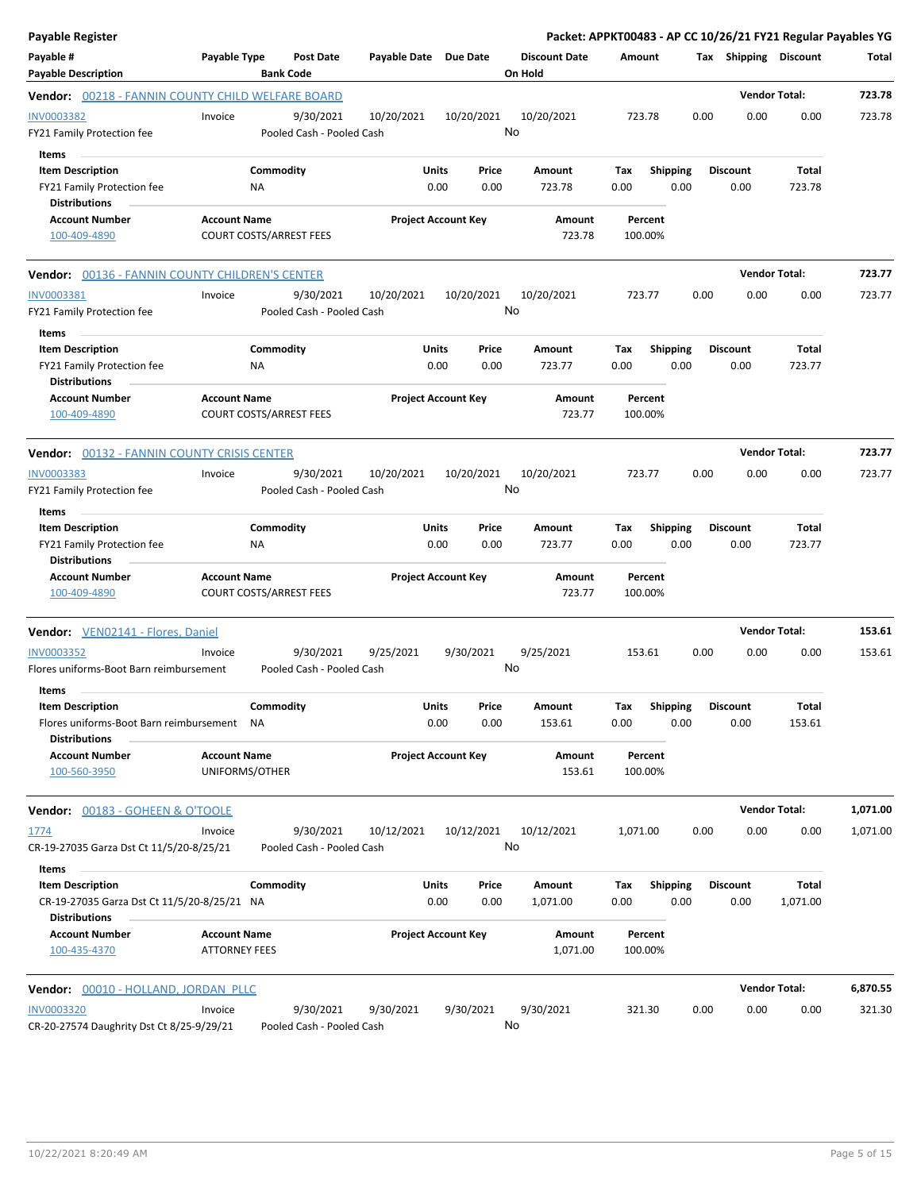**Payable Register** — **Packet: APPKT00483 - AP CC 10/26/21 FY21 Regular Payables YG**

| Payable # / Payable Description | Payable Type | Post Date / Bank Code | Payable Date | Due Date | Discount Date / On Hold | Amount | Tax | Shipping | Discount | Total |
|---|---|---|---|---|---|---|---|---|---|---|

**Vendor: 00218 - FANNIN COUNTY CHILD WELFARE BOARD** — Vendor Total: 723.78

| Payable # | Payable Type | Post Date | Payable Date | Due Date | Discount Date | Amount | Tax | Shipping | Discount | Total |
|---|---|---|---|---|---|---|---|---|---|---|
| INV0003382 | Invoice | 9/30/2021 | 10/20/2021 | 10/20/2021 | 10/20/2021 | 723.78 | 0.00 | 0.00 | 0.00 | 723.78 |
| FY21 Family Protection fee | | Pooled Cash - Pooled Cash | | | No | | | | | |

Items

| Item Description | Commodity | Units | Price | Amount | Tax | Shipping | Discount | Total |
|---|---|---|---|---|---|---|---|---|
| FY21 Family Protection fee | NA | 0.00 | 0.00 | 723.78 | 0.00 | 0.00 | 0.00 | 723.78 |

Distributions

| Account Number | Account Name | Project Account Key | Amount | Percent |
|---|---|---|---|---|
| 100-409-4890 | COURT COSTS/ARREST FEES | | 723.78 | 100.00% |

**Vendor: 00136 - FANNIN COUNTY CHILDREN'S CENTER** — Vendor Total: 723.77

| Payable # | Payable Type | Post Date | Payable Date | Due Date | Discount Date | Amount | Tax | Shipping | Discount | Total |
|---|---|---|---|---|---|---|---|---|---|---|
| INV0003381 | Invoice | 9/30/2021 | 10/20/2021 | 10/20/2021 | 10/20/2021 | 723.77 | 0.00 | 0.00 | 0.00 | 723.77 |
| FY21 Family Protection fee | | Pooled Cash - Pooled Cash | | | No | | | | | |

Items

| Item Description | Commodity | Units | Price | Amount | Tax | Shipping | Discount | Total |
|---|---|---|---|---|---|---|---|---|
| FY21 Family Protection fee | NA | 0.00 | 0.00 | 723.77 | 0.00 | 0.00 | 0.00 | 723.77 |

Distributions

| Account Number | Account Name | Project Account Key | Amount | Percent |
|---|---|---|---|---|
| 100-409-4890 | COURT COSTS/ARREST FEES | | 723.77 | 100.00% |

**Vendor: 00132 - FANNIN COUNTY CRISIS CENTER** — Vendor Total: 723.77

| Payable # | Payable Type | Post Date | Payable Date | Due Date | Discount Date | Amount | Tax | Shipping | Discount | Total |
|---|---|---|---|---|---|---|---|---|---|---|
| INV0003383 | Invoice | 9/30/2021 | 10/20/2021 | 10/20/2021 | 10/20/2021 | 723.77 | 0.00 | 0.00 | 0.00 | 723.77 |
| FY21 Family Protection fee | | Pooled Cash - Pooled Cash | | | No | | | | | |

Items

| Item Description | Commodity | Units | Price | Amount | Tax | Shipping | Discount | Total |
|---|---|---|---|---|---|---|---|---|
| FY21 Family Protection fee | NA | 0.00 | 0.00 | 723.77 | 0.00 | 0.00 | 0.00 | 723.77 |

Distributions

| Account Number | Account Name | Project Account Key | Amount | Percent |
|---|---|---|---|---|
| 100-409-4890 | COURT COSTS/ARREST FEES | | 723.77 | 100.00% |

**Vendor: VEN02141 - Flores, Daniel** — Vendor Total: 153.61

| Payable # | Payable Type | Post Date | Payable Date | Due Date | Discount Date | Amount | Tax | Shipping | Discount | Total |
|---|---|---|---|---|---|---|---|---|---|---|
| INV0003352 | Invoice | 9/30/2021 | 9/25/2021 | 9/30/2021 | 9/25/2021 | 153.61 | 0.00 | 0.00 | 0.00 | 153.61 |
| Flores uniforms-Boot Barn reimbursement | | Pooled Cash - Pooled Cash | | | No | | | | | |

Items

| Item Description | Commodity | Units | Price | Amount | Tax | Shipping | Discount | Total |
|---|---|---|---|---|---|---|---|---|
| Flores uniforms-Boot Barn reimbursement | NA | 0.00 | 0.00 | 153.61 | 0.00 | 0.00 | 0.00 | 153.61 |

Distributions

| Account Number | Account Name | Project Account Key | Amount | Percent |
|---|---|---|---|---|
| 100-560-3950 | UNIFORMS/OTHER | | 153.61 | 100.00% |

**Vendor: 00183 - GOHEEN & O'TOOLE** — Vendor Total: 1,071.00

| Payable # | Payable Type | Post Date | Payable Date | Due Date | Discount Date | Amount | Tax | Shipping | Discount | Total |
|---|---|---|---|---|---|---|---|---|---|---|
| 1774 | Invoice | 9/30/2021 | 10/12/2021 | 10/12/2021 | 10/12/2021 | 1,071.00 | 0.00 | 0.00 | 0.00 | 1,071.00 |
| CR-19-27035 Garza Dst Ct 11/5/20-8/25/21 | | Pooled Cash - Pooled Cash | | | No | | | | | |

Items

| Item Description | Commodity | Units | Price | Amount | Tax | Shipping | Discount | Total |
|---|---|---|---|---|---|---|---|---|
| CR-19-27035 Garza Dst Ct 11/5/20-8/25/21 | NA | 0.00 | 0.00 | 1,071.00 | 0.00 | 0.00 | 0.00 | 1,071.00 |

Distributions

| Account Number | Account Name | Project Account Key | Amount | Percent |
|---|---|---|---|---|
| 100-435-4370 | ATTORNEY FEES | | 1,071.00 | 100.00% |

**Vendor: 00010 - HOLLAND, JORDAN PLLC** — Vendor Total: 6,870.55

| Payable # | Payable Type | Post Date | Payable Date | Due Date | Discount Date | Amount | Tax | Shipping | Discount | Total |
|---|---|---|---|---|---|---|---|---|---|---|
| INV0003320 | Invoice | 9/30/2021 | 9/30/2021 | 9/30/2021 | 9/30/2021 | 321.30 | 0.00 | 0.00 | 0.00 | 321.30 |
| CR-20-27574 Daughrity Dst Ct 8/25-9/29/21 | | Pooled Cash - Pooled Cash | | | No | | | | | |

10/22/2021 8:20:49 AM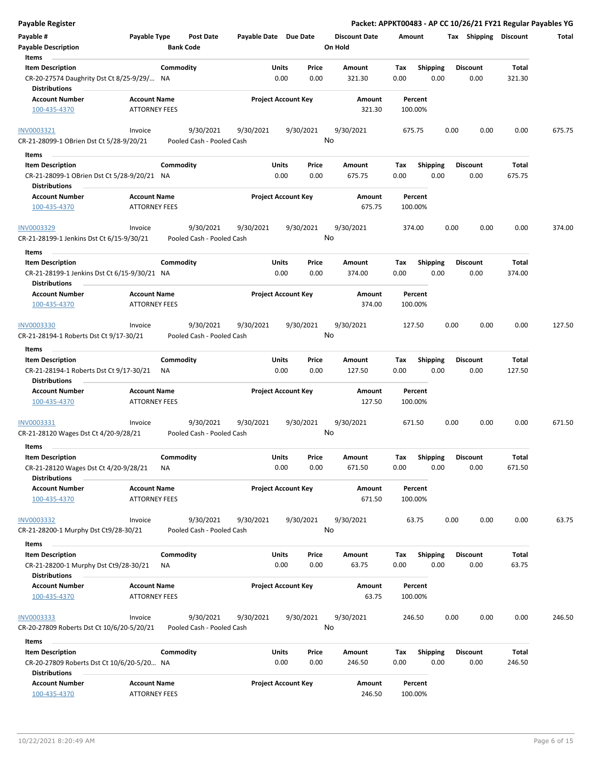**Payable Register** — Packet: APPKT00483 - AP CC 10/26/21 FY21 Regular Payables YG

| Payable # | Payable Type | Post Date | Payable Date | Due Date | Discount Date | Amount | Tax | Shipping | Discount | Total |
|---|---|---|---|---|---|---|---|---|---|---|
| **Payable Description** | | **Bank Code** | | | **On Hold** | | | | | |

**Items**

| Item Description | Commodity | Units | Price | Amount | Tax | Shipping | Discount | Total |
|---|---|---|---|---|---|---|---|---|
| CR-20-27574 Daughrity Dst Ct 8/25-9/29/... | NA | 0.00 | 0.00 | 321.30 | 0.00 | 0.00 | 0.00 | 321.30 |

**Distributions**

| Account Number | Account Name | Project Account Key | Amount | Percent |
|---|---|---|---|---|
| 100-435-4370 | ATTORNEY FEES | | 321.30 | 100.00% |

---

| Payable # | Payable Type | Post Date | Payable Date | Due Date | Discount Date | Amount | Tax | Shipping | Discount | Total |
|---|---|---|---|---|---|---|---|---|---|---|
| INV0003321 | Invoice | 9/30/2021 | 9/30/2021 | 9/30/2021 | 9/30/2021 | 675.75 | 0.00 | 0.00 | 0.00 | 675.75 |
| CR-21-28099-1 OBrien Dst Ct 5/28-9/20/21 | | Pooled Cash - Pooled Cash | | | No | | | | | |

**Items**

| Item Description | Commodity | Units | Price | Amount | Tax | Shipping | Discount | Total |
|---|---|---|---|---|---|---|---|---|
| CR-21-28099-1 OBrien Dst Ct 5/28-9/20/21 | NA | 0.00 | 0.00 | 675.75 | 0.00 | 0.00 | 0.00 | 675.75 |

**Distributions**

| Account Number | Account Name | Project Account Key | Amount | Percent |
|---|---|---|---|---|
| 100-435-4370 | ATTORNEY FEES | | 675.75 | 100.00% |

---

| Payable # | Payable Type | Post Date | Payable Date | Due Date | Discount Date | Amount | Tax | Shipping | Discount | Total |
|---|---|---|---|---|---|---|---|---|---|---|
| INV0003329 | Invoice | 9/30/2021 | 9/30/2021 | 9/30/2021 | 9/30/2021 | 374.00 | 0.00 | 0.00 | 0.00 | 374.00 |
| CR-21-28199-1 Jenkins Dst Ct 6/15-9/30/21 | | Pooled Cash - Pooled Cash | | | No | | | | | |

**Items**

| Item Description | Commodity | Units | Price | Amount | Tax | Shipping | Discount | Total |
|---|---|---|---|---|---|---|---|---|
| CR-21-28199-1 Jenkins Dst Ct 6/15-9/30/21 | NA | 0.00 | 0.00 | 374.00 | 0.00 | 0.00 | 0.00 | 374.00 |

**Distributions**

| Account Number | Account Name | Project Account Key | Amount | Percent |
|---|---|---|---|---|
| 100-435-4370 | ATTORNEY FEES | | 374.00 | 100.00% |

---

| Payable # | Payable Type | Post Date | Payable Date | Due Date | Discount Date | Amount | Tax | Shipping | Discount | Total |
|---|---|---|---|---|---|---|---|---|---|---|
| INV0003330 | Invoice | 9/30/2021 | 9/30/2021 | 9/30/2021 | 9/30/2021 | 127.50 | 0.00 | 0.00 | 0.00 | 127.50 |
| CR-21-28194-1 Roberts Dst Ct 9/17-30/21 | | Pooled Cash - Pooled Cash | | | No | | | | | |

**Items**

| Item Description | Commodity | Units | Price | Amount | Tax | Shipping | Discount | Total |
|---|---|---|---|---|---|---|---|---|
| CR-21-28194-1 Roberts Dst Ct 9/17-30/21 | NA | 0.00 | 0.00 | 127.50 | 0.00 | 0.00 | 0.00 | 127.50 |

**Distributions**

| Account Number | Account Name | Project Account Key | Amount | Percent |
|---|---|---|---|---|
| 100-435-4370 | ATTORNEY FEES | | 127.50 | 100.00% |

---

| Payable # | Payable Type | Post Date | Payable Date | Due Date | Discount Date | Amount | Tax | Shipping | Discount | Total |
|---|---|---|---|---|---|---|---|---|---|---|
| INV0003331 | Invoice | 9/30/2021 | 9/30/2021 | 9/30/2021 | 9/30/2021 | 671.50 | 0.00 | 0.00 | 0.00 | 671.50 |
| CR-21-28120 Wages Dst Ct 4/20-9/28/21 | | Pooled Cash - Pooled Cash | | | No | | | | | |

**Items**

| Item Description | Commodity | Units | Price | Amount | Tax | Shipping | Discount | Total |
|---|---|---|---|---|---|---|---|---|
| CR-21-28120 Wages Dst Ct 4/20-9/28/21 | NA | 0.00 | 0.00 | 671.50 | 0.00 | 0.00 | 0.00 | 671.50 |

**Distributions**

| Account Number | Account Name | Project Account Key | Amount | Percent |
|---|---|---|---|---|
| 100-435-4370 | ATTORNEY FEES | | 671.50 | 100.00% |

---

| Payable # | Payable Type | Post Date | Payable Date | Due Date | Discount Date | Amount | Tax | Shipping | Discount | Total |
|---|---|---|---|---|---|---|---|---|---|---|
| INV0003332 | Invoice | 9/30/2021 | 9/30/2021 | 9/30/2021 | 9/30/2021 | 63.75 | 0.00 | 0.00 | 0.00 | 63.75 |
| CR-21-28200-1 Murphy Dst Ct9/28-30/21 | | Pooled Cash - Pooled Cash | | | No | | | | | |

**Items**

| Item Description | Commodity | Units | Price | Amount | Tax | Shipping | Discount | Total |
|---|---|---|---|---|---|---|---|---|
| CR-21-28200-1 Murphy Dst Ct9/28-30/21 | NA | 0.00 | 0.00 | 63.75 | 0.00 | 0.00 | 0.00 | 63.75 |

**Distributions**

| Account Number | Account Name | Project Account Key | Amount | Percent |
|---|---|---|---|---|
| 100-435-4370 | ATTORNEY FEES | | 63.75 | 100.00% |

---

| Payable # | Payable Type | Post Date | Payable Date | Due Date | Discount Date | Amount | Tax | Shipping | Discount | Total |
|---|---|---|---|---|---|---|---|---|---|---|
| INV0003333 | Invoice | 9/30/2021 | 9/30/2021 | 9/30/2021 | 9/30/2021 | 246.50 | 0.00 | 0.00 | 0.00 | 246.50 |
| CR-20-27809 Roberts Dst Ct 10/6/20-5/20/21 | | Pooled Cash - Pooled Cash | | | No | | | | | |

**Items**

| Item Description | Commodity | Units | Price | Amount | Tax | Shipping | Discount | Total |
|---|---|---|---|---|---|---|---|---|
| CR-20-27809 Roberts Dst Ct 10/6/20-5/20... | NA | 0.00 | 0.00 | 246.50 | 0.00 | 0.00 | 0.00 | 246.50 |

**Distributions**

| Account Number | Account Name | Project Account Key | Amount | Percent |
|---|---|---|---|---|
| 100-435-4370 | ATTORNEY FEES | | 246.50 | 100.00% |

10/22/2021 8:20:49 AM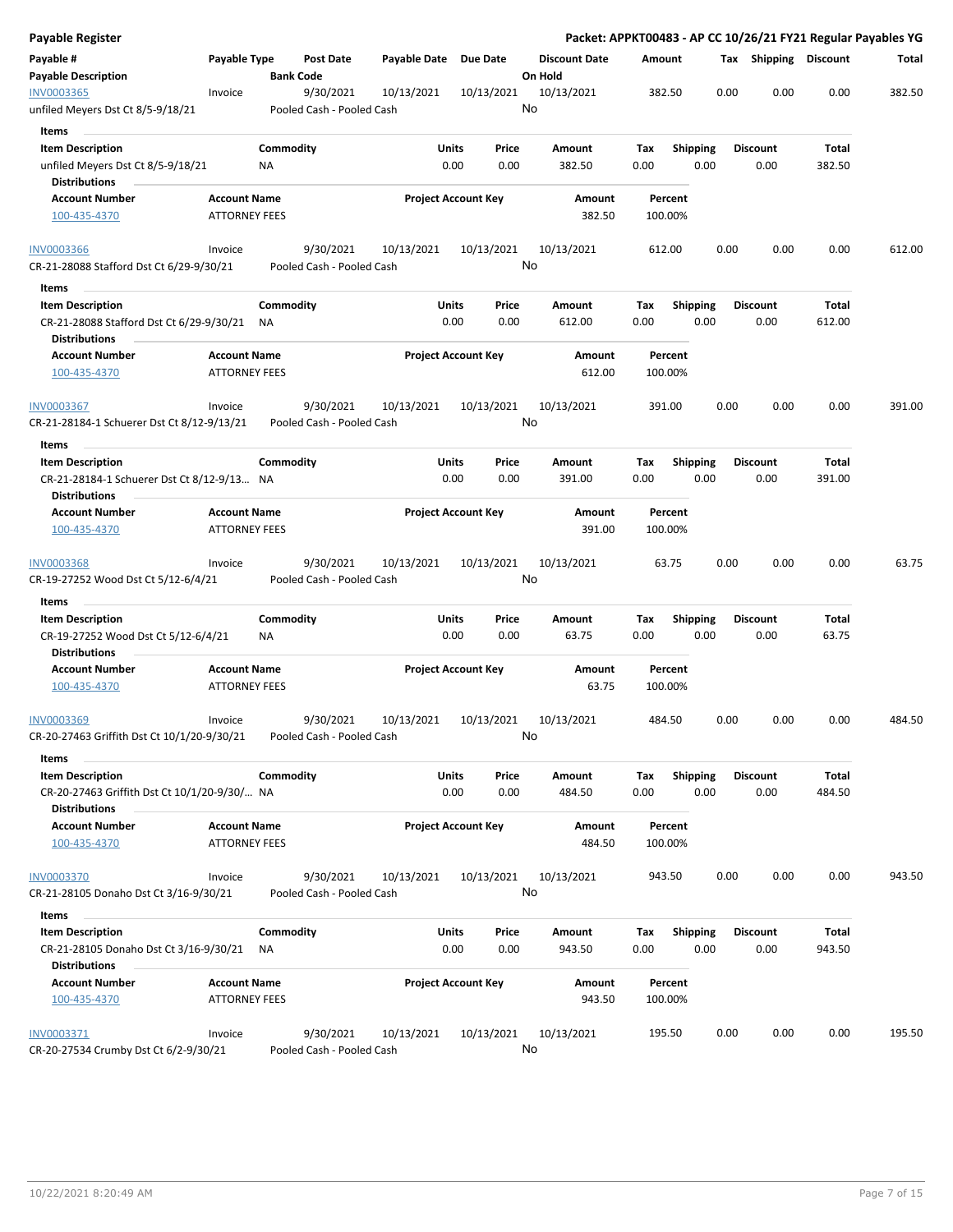**Payable Register** | **Packet: APPKT00483 - AP CC 10/26/21 FY21 Regular Payables YG**

| Payable # | Payable Type | Post Date | Payable Date | Due Date | Discount Date | Amount | Tax | Shipping | Discount | Total |
|---|---|---|---|---|---|---|---|---|---|---|
| **Payable Description** | | **Bank Code** | | | **On Hold** | | | | | |

**INV0003365** | Invoice | 9/30/2021 | 10/13/2021 | 10/13/2021 | 10/13/2021 | 382.50 | 0.00 | 0.00 | 0.00 | 382.50
unfiled Meyers Dst Ct 8/5-9/18/21 | Pooled Cash - Pooled Cash | On Hold: No

Items

| Item Description | Commodity | Units | Price | Amount | Tax | Shipping | Discount | Total |
|---|---|---|---|---|---|---|---|---|
| unfiled Meyers Dst Ct 8/5-9/18/21 | NA | 0.00 | 0.00 | 382.50 | 0.00 | 0.00 | 0.00 | 382.50 |

Distributions

| Account Number | Account Name | Project Account Key | Amount | Percent |
|---|---|---|---|---|
| 100-435-4370 | ATTORNEY FEES | | 382.50 | 100.00% |

**INV0003366** | Invoice | 9/30/2021 | 10/13/2021 | 10/13/2021 | 10/13/2021 | 612.00 | 0.00 | 0.00 | 0.00 | 612.00
CR-21-28088 Stafford Dst Ct 6/29-9/30/21 | Pooled Cash - Pooled Cash | On Hold: No

Items

| Item Description | Commodity | Units | Price | Amount | Tax | Shipping | Discount | Total |
|---|---|---|---|---|---|---|---|---|
| CR-21-28088 Stafford Dst Ct 6/29-9/30/21 | NA | 0.00 | 0.00 | 612.00 | 0.00 | 0.00 | 0.00 | 612.00 |

Distributions

| Account Number | Account Name | Project Account Key | Amount | Percent |
|---|---|---|---|---|
| 100-435-4370 | ATTORNEY FEES | | 612.00 | 100.00% |

**INV0003367** | Invoice | 9/30/2021 | 10/13/2021 | 10/13/2021 | 10/13/2021 | 391.00 | 0.00 | 0.00 | 0.00 | 391.00
CR-21-28184-1 Schuerer Dst Ct 8/12-9/13/21 | Pooled Cash - Pooled Cash | On Hold: No

Items

| Item Description | Commodity | Units | Price | Amount | Tax | Shipping | Discount | Total |
|---|---|---|---|---|---|---|---|---|
| CR-21-28184-1 Schuerer Dst Ct 8/12-9/13... | NA | 0.00 | 0.00 | 391.00 | 0.00 | 0.00 | 0.00 | 391.00 |

Distributions

| Account Number | Account Name | Project Account Key | Amount | Percent |
|---|---|---|---|---|
| 100-435-4370 | ATTORNEY FEES | | 391.00 | 100.00% |

**INV0003368** | Invoice | 9/30/2021 | 10/13/2021 | 10/13/2021 | 10/13/2021 | 63.75 | 0.00 | 0.00 | 0.00 | 63.75
CR-19-27252 Wood Dst Ct 5/12-6/4/21 | Pooled Cash - Pooled Cash | On Hold: No

Items

| Item Description | Commodity | Units | Price | Amount | Tax | Shipping | Discount | Total |
|---|---|---|---|---|---|---|---|---|
| CR-19-27252 Wood Dst Ct 5/12-6/4/21 | NA | 0.00 | 0.00 | 63.75 | 0.00 | 0.00 | 0.00 | 63.75 |

Distributions

| Account Number | Account Name | Project Account Key | Amount | Percent |
|---|---|---|---|---|
| 100-435-4370 | ATTORNEY FEES | | 63.75 | 100.00% |

**INV0003369** | Invoice | 9/30/2021 | 10/13/2021 | 10/13/2021 | 10/13/2021 | 484.50 | 0.00 | 0.00 | 0.00 | 484.50
CR-20-27463 Griffith Dst Ct 10/1/20-9/30/21 | Pooled Cash - Pooled Cash | On Hold: No

Items

| Item Description | Commodity | Units | Price | Amount | Tax | Shipping | Discount | Total |
|---|---|---|---|---|---|---|---|---|
| CR-20-27463 Griffith Dst Ct 10/1/20-9/30/... | NA | 0.00 | 0.00 | 484.50 | 0.00 | 0.00 | 0.00 | 484.50 |

Distributions

| Account Number | Account Name | Project Account Key | Amount | Percent |
|---|---|---|---|---|
| 100-435-4370 | ATTORNEY FEES | | 484.50 | 100.00% |

**INV0003370** | Invoice | 9/30/2021 | 10/13/2021 | 10/13/2021 | 10/13/2021 | 943.50 | 0.00 | 0.00 | 0.00 | 943.50
CR-21-28105 Donaho Dst Ct 3/16-9/30/21 | Pooled Cash - Pooled Cash | On Hold: No

Items

| Item Description | Commodity | Units | Price | Amount | Tax | Shipping | Discount | Total |
|---|---|---|---|---|---|---|---|---|
| CR-21-28105 Donaho Dst Ct 3/16-9/30/21 | NA | 0.00 | 0.00 | 943.50 | 0.00 | 0.00 | 0.00 | 943.50 |

Distributions

| Account Number | Account Name | Project Account Key | Amount | Percent |
|---|---|---|---|---|
| 100-435-4370 | ATTORNEY FEES | | 943.50 | 100.00% |

**INV0003371** | Invoice | 9/30/2021 | 10/13/2021 | 10/13/2021 | 10/13/2021 | 195.50 | 0.00 | 0.00 | 0.00 | 195.50
CR-20-27534 Crumby Dst Ct 6/2-9/30/21 | Pooled Cash - Pooled Cash | On Hold: No

10/22/2021 8:20:49 AM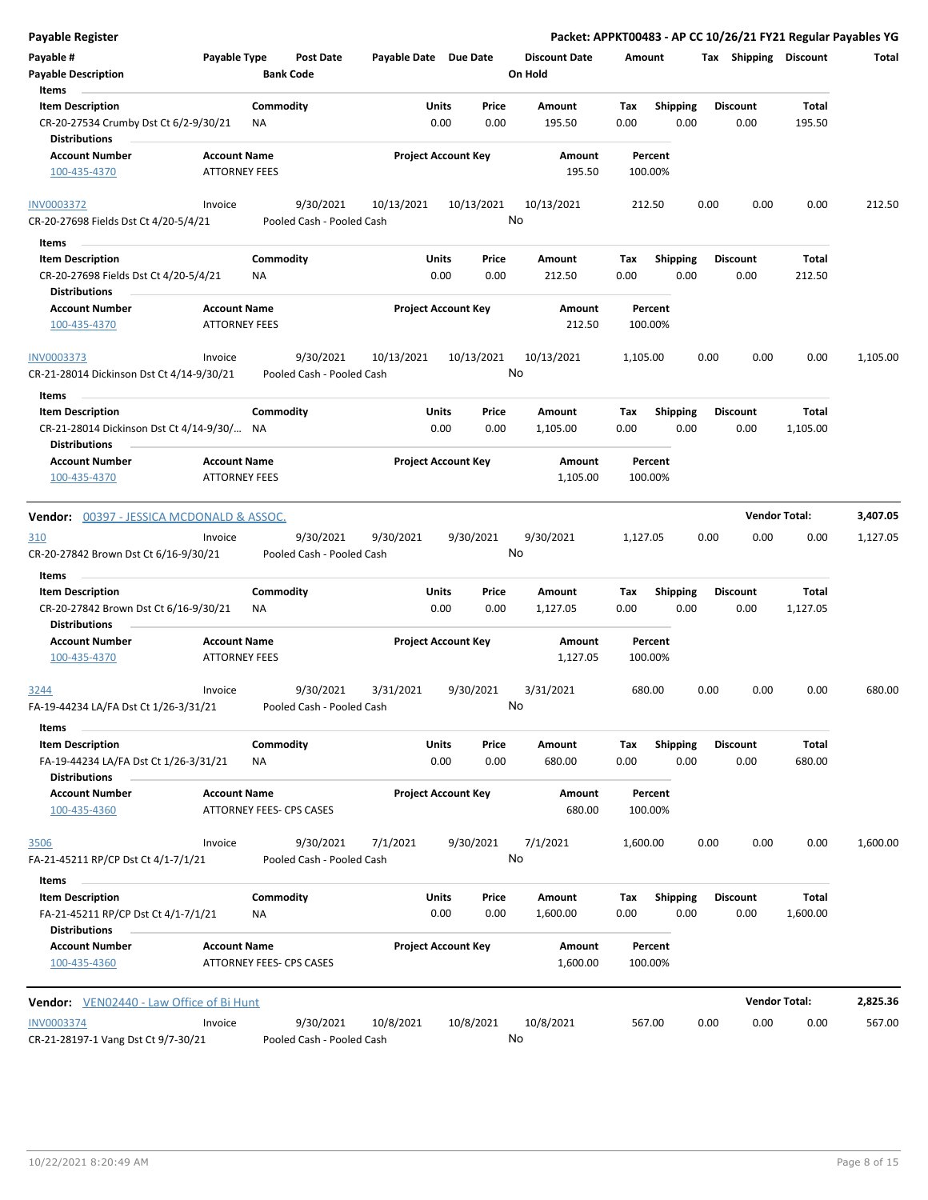**Payable Register** — **Packet: APPKT00483 - AP CC 10/26/21 FY21 Regular Payables YG**

| Payable # | Payable Type | Post Date | Payable Date | Due Date | Discount Date | Amount | Tax | Shipping | Discount | Total |
|---|---|---|---|---|---|---|---|---|---|---|
| Payable Description | | Bank Code | | | On Hold | | | | | |

**Items**

| Item Description | Commodity | Units | Price | Amount | Tax | Shipping | Discount | Total |
|---|---|---|---|---|---|---|---|---|
| CR-20-27534 Crumby Dst Ct 6/2-9/30/21 | NA | 0.00 | 0.00 | 195.50 | 0.00 | 0.00 | 0.00 | 195.50 |

**Distributions**

| Account Number | Account Name | Project Account Key | Amount | Percent |
|---|---|---|---|---|
| 100-435-4370 | ATTORNEY FEES | | 195.50 | 100.00% |

| Payable # | Payable Type | Post Date | Payable Date | Due Date | Discount Date | Amount | Tax | Shipping | Discount | Total |
|---|---|---|---|---|---|---|---|---|---|---|
| INV0003372 | Invoice | 9/30/2021 | 10/13/2021 | 10/13/2021 | 10/13/2021 | 212.50 | 0.00 | 0.00 | 0.00 | 212.50 |
| CR-20-27698 Fields Dst Ct 4/20-5/4/21 | | Pooled Cash - Pooled Cash | | | No | | | | | |

**Items**

| Item Description | Commodity | Units | Price | Amount | Tax | Shipping | Discount | Total |
|---|---|---|---|---|---|---|---|---|
| CR-20-27698 Fields Dst Ct 4/20-5/4/21 | NA | 0.00 | 0.00 | 212.50 | 0.00 | 0.00 | 0.00 | 212.50 |

**Distributions**

| Account Number | Account Name | Project Account Key | Amount | Percent |
|---|---|---|---|---|
| 100-435-4370 | ATTORNEY FEES | | 212.50 | 100.00% |

| Payable # | Payable Type | Post Date | Payable Date | Due Date | Discount Date | Amount | Tax | Shipping | Discount | Total |
|---|---|---|---|---|---|---|---|---|---|---|
| INV0003373 | Invoice | 9/30/2021 | 10/13/2021 | 10/13/2021 | 10/13/2021 | 1,105.00 | 0.00 | 0.00 | 0.00 | 1,105.00 |
| CR-21-28014 Dickinson Dst Ct 4/14-9/30/21 | | Pooled Cash - Pooled Cash | | | No | | | | | |

**Items**

| Item Description | Commodity | Units | Price | Amount | Tax | Shipping | Discount | Total |
|---|---|---|---|---|---|---|---|---|
| CR-21-28014 Dickinson Dst Ct 4/14-9/30/... | NA | 0.00 | 0.00 | 1,105.00 | 0.00 | 0.00 | 0.00 | 1,105.00 |

**Distributions**

| Account Number | Account Name | Project Account Key | Amount | Percent |
|---|---|---|---|---|
| 100-435-4370 | ATTORNEY FEES | | 1,105.00 | 100.00% |

**Vendor:** 00397 - JESSICA MCDONALD & ASSOC. — **Vendor Total: 3,407.05**

| Payable # | Payable Type | Post Date | Payable Date | Due Date | Discount Date | Amount | Tax | Shipping | Discount | Total |
|---|---|---|---|---|---|---|---|---|---|---|
| 310 | Invoice | 9/30/2021 | 9/30/2021 | 9/30/2021 | 9/30/2021 | 1,127.05 | 0.00 | 0.00 | 0.00 | 1,127.05 |
| CR-20-27842 Brown Dst Ct 6/16-9/30/21 | | Pooled Cash - Pooled Cash | | | No | | | | | |

**Items**

| Item Description | Commodity | Units | Price | Amount | Tax | Shipping | Discount | Total |
|---|---|---|---|---|---|---|---|---|
| CR-20-27842 Brown Dst Ct 6/16-9/30/21 | NA | 0.00 | 0.00 | 1,127.05 | 0.00 | 0.00 | 0.00 | 1,127.05 |

**Distributions**

| Account Number | Account Name | Project Account Key | Amount | Percent |
|---|---|---|---|---|
| 100-435-4370 | ATTORNEY FEES | | 1,127.05 | 100.00% |

| Payable # | Payable Type | Post Date | Payable Date | Due Date | Discount Date | Amount | Tax | Shipping | Discount | Total |
|---|---|---|---|---|---|---|---|---|---|---|
| 3244 | Invoice | 9/30/2021 | 3/31/2021 | 9/30/2021 | 3/31/2021 | 680.00 | 0.00 | 0.00 | 0.00 | 680.00 |
| FA-19-44234 LA/FA Dst Ct 1/26-3/31/21 | | Pooled Cash - Pooled Cash | | | No | | | | | |

**Items**

| Item Description | Commodity | Units | Price | Amount | Tax | Shipping | Discount | Total |
|---|---|---|---|---|---|---|---|---|
| FA-19-44234 LA/FA Dst Ct 1/26-3/31/21 | NA | 0.00 | 0.00 | 680.00 | 0.00 | 0.00 | 0.00 | 680.00 |

**Distributions**

| Account Number | Account Name | Project Account Key | Amount | Percent |
|---|---|---|---|---|
| 100-435-4360 | ATTORNEY FEES- CPS CASES | | 680.00 | 100.00% |

| Payable # | Payable Type | Post Date | Payable Date | Due Date | Discount Date | Amount | Tax | Shipping | Discount | Total |
|---|---|---|---|---|---|---|---|---|---|---|
| 3506 | Invoice | 9/30/2021 | 7/1/2021 | 9/30/2021 | 7/1/2021 | 1,600.00 | 0.00 | 0.00 | 0.00 | 1,600.00 |
| FA-21-45211 RP/CP Dst Ct 4/1-7/1/21 | | Pooled Cash - Pooled Cash | | | No | | | | | |

**Items**

| Item Description | Commodity | Units | Price | Amount | Tax | Shipping | Discount | Total |
|---|---|---|---|---|---|---|---|---|
| FA-21-45211 RP/CP Dst Ct 4/1-7/1/21 | NA | 0.00 | 0.00 | 1,600.00 | 0.00 | 0.00 | 0.00 | 1,600.00 |

**Distributions**

| Account Number | Account Name | Project Account Key | Amount | Percent |
|---|---|---|---|---|
| 100-435-4360 | ATTORNEY FEES- CPS CASES | | 1,600.00 | 100.00% |

**Vendor:** VEN02440 - Law Office of Bi Hunt — **Vendor Total: 2,825.36**

| Payable # | Payable Type | Post Date | Payable Date | Due Date | Discount Date | Amount | Tax | Shipping | Discount | Total |
|---|---|---|---|---|---|---|---|---|---|---|
| INV0003374 | Invoice | 9/30/2021 | 10/8/2021 | 10/8/2021 | 10/8/2021 | 567.00 | 0.00 | 0.00 | 0.00 | 567.00 |
| CR-21-28197-1 Vang Dst Ct 9/7-30/21 | | Pooled Cash - Pooled Cash | | | No | | | | | |

10/22/2021 8:20:49 AM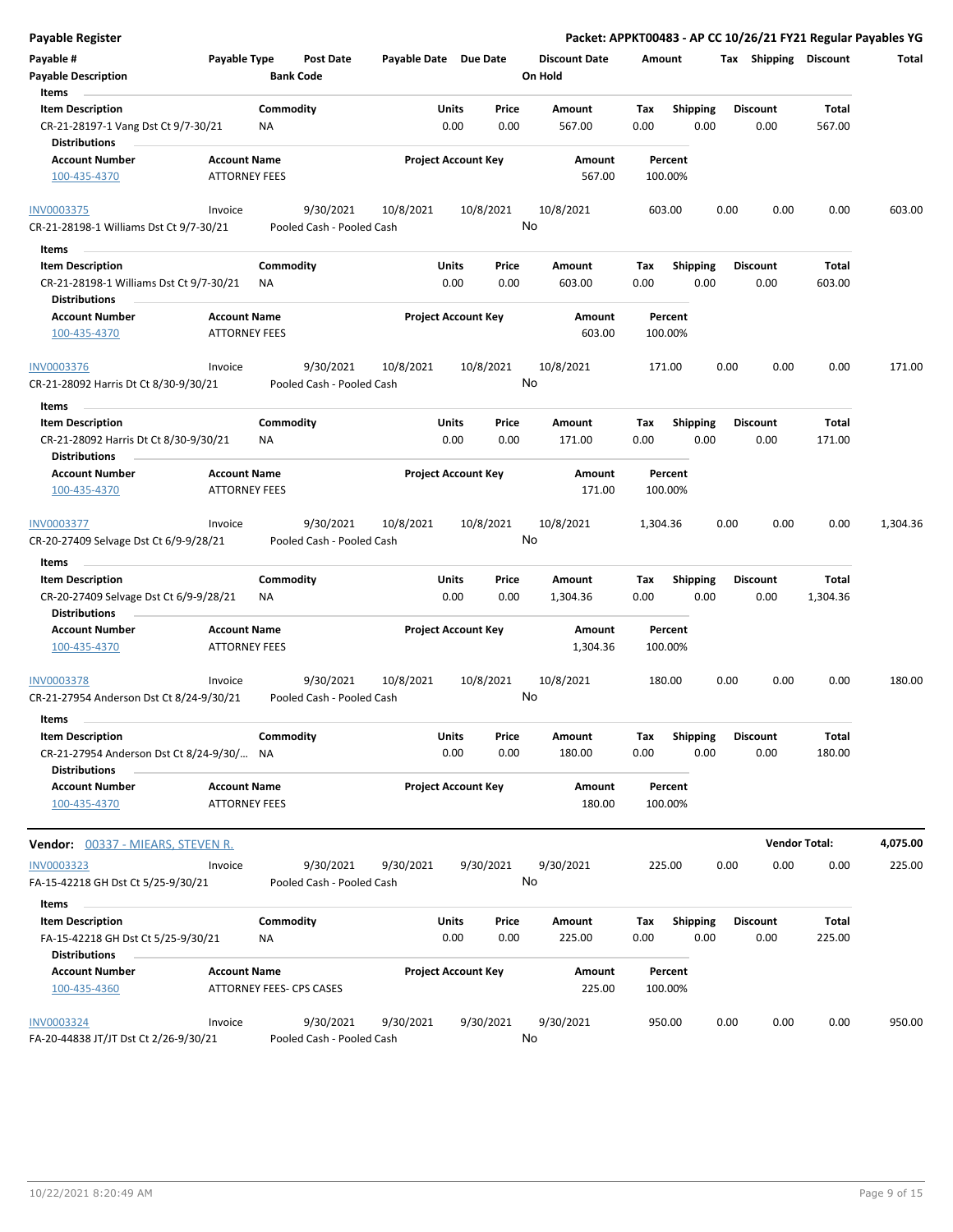**Payable Register** — **Packet: APPKT00483 - AP CC 10/26/21 FY21 Regular Payables YG**

| Payable # | Payable Type | Post Date | Payable Date | Due Date | Discount Date | Amount | Tax | Shipping | Discount | Total |
|---|---|---|---|---|---|---|---|---|---|---|
| Payable Description | | Bank Code | | | On Hold | | | | | |

**Items**

| Item Description | Commodity | Units | Price | Amount | Tax | Shipping | Discount | Total |
|---|---|---|---|---|---|---|---|---|
| CR-21-28197-1 Vang Dst Ct 9/7-30/21 | NA | 0.00 | 0.00 | 567.00 | 0.00 | 0.00 | 0.00 | 567.00 |

**Distributions**

| Account Number | Account Name | Project Account Key | Amount | Percent |
|---|---|---|---|---|
| 100-435-4370 | ATTORNEY FEES | | 567.00 | 100.00% |

| Payable # | Payable Type | Post Date | Payable Date | Due Date | Discount Date | Amount | Tax | Shipping | Discount | Total |
|---|---|---|---|---|---|---|---|---|---|---|
| INV0003375 | Invoice | 9/30/2021 | 10/8/2021 | 10/8/2021 | 10/8/2021 | 603.00 | 0.00 | 0.00 | 0.00 | 603.00 |
| CR-21-28198-1 Williams Dst Ct 9/7-30/21 | | Pooled Cash - Pooled Cash | | | No | | | | | |

**Items**

| Item Description | Commodity | Units | Price | Amount | Tax | Shipping | Discount | Total |
|---|---|---|---|---|---|---|---|---|
| CR-21-28198-1 Williams Dst Ct 9/7-30/21 | NA | 0.00 | 0.00 | 603.00 | 0.00 | 0.00 | 0.00 | 603.00 |

**Distributions**

| Account Number | Account Name | Project Account Key | Amount | Percent |
|---|---|---|---|---|
| 100-435-4370 | ATTORNEY FEES | | 603.00 | 100.00% |

| Payable # | Payable Type | Post Date | Payable Date | Due Date | Discount Date | Amount | Tax | Shipping | Discount | Total |
|---|---|---|---|---|---|---|---|---|---|---|
| INV0003376 | Invoice | 9/30/2021 | 10/8/2021 | 10/8/2021 | 10/8/2021 | 171.00 | 0.00 | 0.00 | 0.00 | 171.00 |
| CR-21-28092 Harris Dt Ct 8/30-9/30/21 | | Pooled Cash - Pooled Cash | | | No | | | | | |

**Items**

| Item Description | Commodity | Units | Price | Amount | Tax | Shipping | Discount | Total |
|---|---|---|---|---|---|---|---|---|
| CR-21-28092 Harris Dt Ct 8/30-9/30/21 | NA | 0.00 | 0.00 | 171.00 | 0.00 | 0.00 | 0.00 | 171.00 |

**Distributions**

| Account Number | Account Name | Project Account Key | Amount | Percent |
|---|---|---|---|---|
| 100-435-4370 | ATTORNEY FEES | | 171.00 | 100.00% |

| Payable # | Payable Type | Post Date | Payable Date | Due Date | Discount Date | Amount | Tax | Shipping | Discount | Total |
|---|---|---|---|---|---|---|---|---|---|---|
| INV0003377 | Invoice | 9/30/2021 | 10/8/2021 | 10/8/2021 | 10/8/2021 | 1,304.36 | 0.00 | 0.00 | 0.00 | 1,304.36 |
| CR-20-27409 Selvage Dst Ct 6/9-9/28/21 | | Pooled Cash - Pooled Cash | | | No | | | | | |

**Items**

| Item Description | Commodity | Units | Price | Amount | Tax | Shipping | Discount | Total |
|---|---|---|---|---|---|---|---|---|
| CR-20-27409 Selvage Dst Ct 6/9-9/28/21 | NA | 0.00 | 0.00 | 1,304.36 | 0.00 | 0.00 | 0.00 | 1,304.36 |

**Distributions**

| Account Number | Account Name | Project Account Key | Amount | Percent |
|---|---|---|---|---|
| 100-435-4370 | ATTORNEY FEES | | 1,304.36 | 100.00% |

| Payable # | Payable Type | Post Date | Payable Date | Due Date | Discount Date | Amount | Tax | Shipping | Discount | Total |
|---|---|---|---|---|---|---|---|---|---|---|
| INV0003378 | Invoice | 9/30/2021 | 10/8/2021 | 10/8/2021 | 10/8/2021 | 180.00 | 0.00 | 0.00 | 0.00 | 180.00 |
| CR-21-27954 Anderson Dst Ct 8/24-9/30/21 | | Pooled Cash - Pooled Cash | | | No | | | | | |

**Items**

| Item Description | Commodity | Units | Price | Amount | Tax | Shipping | Discount | Total |
|---|---|---|---|---|---|---|---|---|
| CR-21-27954 Anderson Dst Ct 8/24-9/30/... | NA | 0.00 | 0.00 | 180.00 | 0.00 | 0.00 | 0.00 | 180.00 |

**Distributions**

| Account Number | Account Name | Project Account Key | Amount | Percent |
|---|---|---|---|---|
| 100-435-4370 | ATTORNEY FEES | | 180.00 | 100.00% |

**Vendor Total: 4,075.00**

## Vendor: 00337 - MIEARS, STEVEN R.

| Payable # | Payable Type | Post Date | Payable Date | Due Date | Discount Date | Amount | Tax | Shipping | Discount | Total |
|---|---|---|---|---|---|---|---|---|---|---|
| INV0003323 | Invoice | 9/30/2021 | 9/30/2021 | 9/30/2021 | 9/30/2021 | 225.00 | 0.00 | 0.00 | 0.00 | 225.00 |
| FA-15-42218 GH Dst Ct 5/25-9/30/21 | | Pooled Cash - Pooled Cash | | | No | | | | | |

**Items**

| Item Description | Commodity | Units | Price | Amount | Tax | Shipping | Discount | Total |
|---|---|---|---|---|---|---|---|---|
| FA-15-42218 GH Dst Ct 5/25-9/30/21 | NA | 0.00 | 0.00 | 225.00 | 0.00 | 0.00 | 0.00 | 225.00 |

**Distributions**

| Account Number | Account Name | Project Account Key | Amount | Percent |
|---|---|---|---|---|
| 100-435-4360 | ATTORNEY FEES- CPS CASES | | 225.00 | 100.00% |

| Payable # | Payable Type | Post Date | Payable Date | Due Date | Discount Date | Amount | Tax | Shipping | Discount | Total |
|---|---|---|---|---|---|---|---|---|---|---|
| INV0003324 | Invoice | 9/30/2021 | 9/30/2021 | 9/30/2021 | 9/30/2021 | 950.00 | 0.00 | 0.00 | 0.00 | 950.00 |
| FA-20-44838 JT/JT Dst Ct 2/26-9/30/21 | | Pooled Cash - Pooled Cash | | | No | | | | | |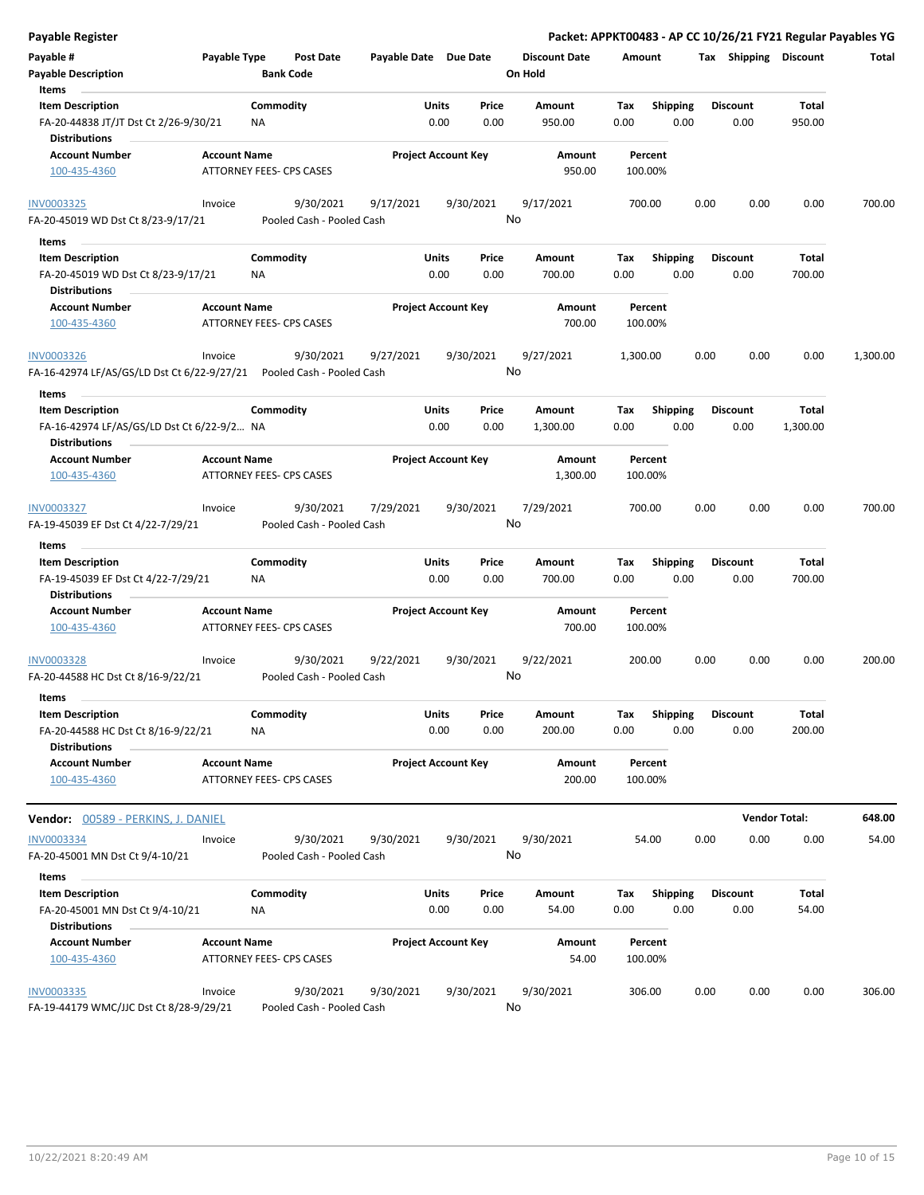| Payable # | Payable Type | Post Date | Payable Date | Due Date | Discount Date | Amount | Tax | Shipping | Discount | Total |
|---|---|---|---|---|---|---|---|---|---|---|
| **Payable Description** | | **Bank Code** | | | **On Hold** | | | | | |

**Items**

| Item Description | Commodity | Units | Price | Amount | Tax | Shipping | Discount | Total |
|---|---|---|---|---|---|---|---|---|
| FA-20-44838 JT/JT Dst Ct 2/26-9/30/21 | NA | 0.00 | 0.00 | 950.00 | 0.00 | 0.00 | 0.00 | 950.00 |

**Distributions**

| Account Number | Account Name | Project Account Key | Amount | Percent |
|---|---|---|---|---|
| 100-435-4360 | ATTORNEY FEES- CPS CASES | | 950.00 | 100.00% |

| INV0003325 | Invoice | 9/30/2021 | 9/17/2021 | 9/30/2021 | 9/17/2021 | 700.00 | 0.00 | 0.00 | 0.00 | 700.00 |
|---|---|---|---|---|---|---|---|---|---|---|
| FA-20-45019 WD Dst Ct 8/23-9/17/21 | | Pooled Cash - Pooled Cash | | | No | | | | | |

**Items**

| Item Description | Commodity | Units | Price | Amount | Tax | Shipping | Discount | Total |
|---|---|---|---|---|---|---|---|---|
| FA-20-45019 WD Dst Ct 8/23-9/17/21 | NA | 0.00 | 0.00 | 700.00 | 0.00 | 0.00 | 0.00 | 700.00 |

**Distributions**

| Account Number | Account Name | Project Account Key | Amount | Percent |
|---|---|---|---|---|
| 100-435-4360 | ATTORNEY FEES- CPS CASES | | 700.00 | 100.00% |

| INV0003326 | Invoice | 9/30/2021 | 9/27/2021 | 9/30/2021 | 9/27/2021 | 1,300.00 | 0.00 | 0.00 | 0.00 | 1,300.00 |
|---|---|---|---|---|---|---|---|---|---|---|
| FA-16-42974 LF/AS/GS/LD Dst Ct 6/22-9/27/21 | | Pooled Cash - Pooled Cash | | | No | | | | | |

**Items**

| Item Description | Commodity | Units | Price | Amount | Tax | Shipping | Discount | Total |
|---|---|---|---|---|---|---|---|---|
| FA-16-42974 LF/AS/GS/LD Dst Ct 6/22-9/2… | NA | 0.00 | 0.00 | 1,300.00 | 0.00 | 0.00 | 0.00 | 1,300.00 |

**Distributions**

| Account Number | Account Name | Project Account Key | Amount | Percent |
|---|---|---|---|---|
| 100-435-4360 | ATTORNEY FEES- CPS CASES | | 1,300.00 | 100.00% |

| INV0003327 | Invoice | 9/30/2021 | 7/29/2021 | 9/30/2021 | 7/29/2021 | 700.00 | 0.00 | 0.00 | 0.00 | 700.00 |
|---|---|---|---|---|---|---|---|---|---|---|
| FA-19-45039 EF Dst Ct 4/22-7/29/21 | | Pooled Cash - Pooled Cash | | | No | | | | | |

**Items**

| Item Description | Commodity | Units | Price | Amount | Tax | Shipping | Discount | Total |
|---|---|---|---|---|---|---|---|---|
| FA-19-45039 EF Dst Ct 4/22-7/29/21 | NA | 0.00 | 0.00 | 700.00 | 0.00 | 0.00 | 0.00 | 700.00 |

**Distributions**

| Account Number | Account Name | Project Account Key | Amount | Percent |
|---|---|---|---|---|
| 100-435-4360 | ATTORNEY FEES- CPS CASES | | 700.00 | 100.00% |

| INV0003328 | Invoice | 9/30/2021 | 9/22/2021 | 9/30/2021 | 9/22/2021 | 200.00 | 0.00 | 0.00 | 0.00 | 200.00 |
|---|---|---|---|---|---|---|---|---|---|---|
| FA-20-44588 HC Dst Ct 8/16-9/22/21 | | Pooled Cash - Pooled Cash | | | No | | | | | |

**Items**

| Item Description | Commodity | Units | Price | Amount | Tax | Shipping | Discount | Total |
|---|---|---|---|---|---|---|---|---|
| FA-20-44588 HC Dst Ct 8/16-9/22/21 | NA | 0.00 | 0.00 | 200.00 | 0.00 | 0.00 | 0.00 | 200.00 |

**Distributions**

| Account Number | Account Name | Project Account Key | Amount | Percent |
|---|---|---|---|---|
| 100-435-4360 | ATTORNEY FEES- CPS CASES | | 200.00 | 100.00% |

**Vendor:** 00589 - PERKINS, J. DANIEL — **Vendor Total:** **648.00**

| INV0003334 | Invoice | 9/30/2021 | 9/30/2021 | 9/30/2021 | 9/30/2021 | 54.00 | 0.00 | 0.00 | 0.00 | 54.00 |
|---|---|---|---|---|---|---|---|---|---|---|
| FA-20-45001 MN Dst Ct 9/4-10/21 | | Pooled Cash - Pooled Cash | | | No | | | | | |

**Items**

| Item Description | Commodity | Units | Price | Amount | Tax | Shipping | Discount | Total |
|---|---|---|---|---|---|---|---|---|
| FA-20-45001 MN Dst Ct 9/4-10/21 | NA | 0.00 | 0.00 | 54.00 | 0.00 | 0.00 | 0.00 | 54.00 |

**Distributions**

| Account Number | Account Name | Project Account Key | Amount | Percent |
|---|---|---|---|---|
| 100-435-4360 | ATTORNEY FEES- CPS CASES | | 54.00 | 100.00% |

| INV0003335 | Invoice | 9/30/2021 | 9/30/2021 | 9/30/2021 | 9/30/2021 | 306.00 | 0.00 | 0.00 | 0.00 | 306.00 |
|---|---|---|---|---|---|---|---|---|---|---|
| FA-19-44179 WMC/JJC Dst Ct 8/28-9/29/21 | | Pooled Cash - Pooled Cash | | | No | | | | | |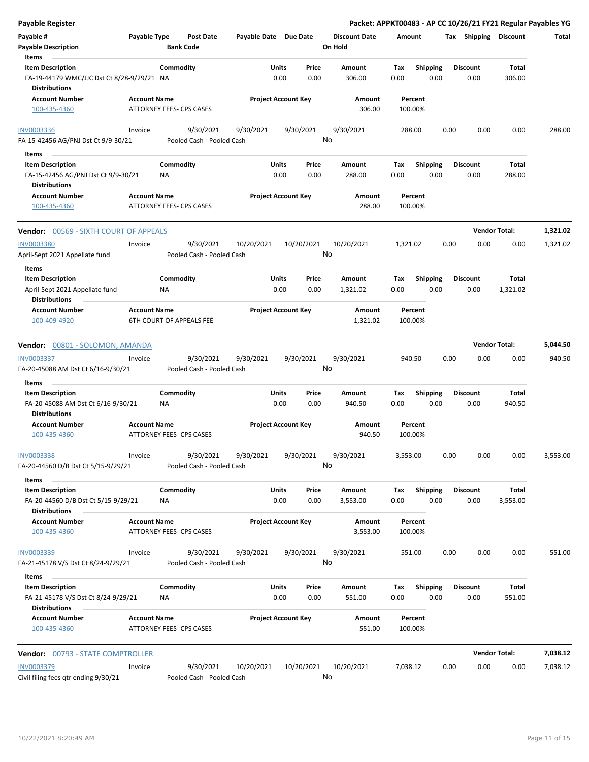# Payable Register

**Packet: APPKT00483 - AP CC 10/26/21 FY21 Regular Payables YG**

| Payable # | Payable Type | Post Date | Payable Date | Due Date | Discount Date | Amount | Tax | Shipping | Discount | Total |
|---|---|---|---|---|---|---|---|---|---|---|
| Payable Description | | Bank Code | | | On Hold | | | | | |

**Items**

| Item Description | Commodity | Units | Price | Amount | Tax | Shipping | Discount | Total |
|---|---|---|---|---|---|---|---|---|
| FA-19-44179 WMC/JJC Dst Ct 8/28-9/29/21 | NA | 0.00 | 0.00 | 306.00 | 0.00 | 0.00 | 0.00 | 306.00 |

**Distributions**

| Account Number | Account Name | Project Account Key | Amount | Percent |
|---|---|---|---|---|
| 100-435-4360 | ATTORNEY FEES- CPS CASES | | 306.00 | 100.00% |

| Payable # | Payable Type | Post Date | Payable Date | Due Date | Discount Date | Amount | Tax | Shipping | Discount | Total |
|---|---|---|---|---|---|---|---|---|---|---|
| INV0003336 | Invoice | 9/30/2021 | 9/30/2021 | 9/30/2021 | 9/30/2021 | 288.00 | 0.00 | 0.00 | 0.00 | 288.00 |
| FA-15-42456 AG/PNJ Dst Ct 9/9-30/21 | | Pooled Cash - Pooled Cash | | | No | | | | | |

**Items**

| Item Description | Commodity | Units | Price | Amount | Tax | Shipping | Discount | Total |
|---|---|---|---|---|---|---|---|---|
| FA-15-42456 AG/PNJ Dst Ct 9/9-30/21 | NA | 0.00 | 0.00 | 288.00 | 0.00 | 0.00 | 0.00 | 288.00 |

**Distributions**

| Account Number | Account Name | Project Account Key | Amount | Percent |
|---|---|---|---|---|
| 100-435-4360 | ATTORNEY FEES- CPS CASES | | 288.00 | 100.00% |

## Vendor: 00569 - SIXTH COURT OF APPEALS — Vendor Total: 1,321.02

| Payable # | Payable Type | Post Date | Payable Date | Due Date | Discount Date | Amount | Tax | Shipping | Discount | Total |
|---|---|---|---|---|---|---|---|---|---|---|
| INV0003380 | Invoice | 9/30/2021 | 10/20/2021 | 10/20/2021 | 10/20/2021 | 1,321.02 | 0.00 | 0.00 | 0.00 | 1,321.02 |
| April-Sept 2021 Appellate fund | | Pooled Cash - Pooled Cash | | | No | | | | | |

**Items**

| Item Description | Commodity | Units | Price | Amount | Tax | Shipping | Discount | Total |
|---|---|---|---|---|---|---|---|---|
| April-Sept 2021 Appellate fund | NA | 0.00 | 0.00 | 1,321.02 | 0.00 | 0.00 | 0.00 | 1,321.02 |

**Distributions**

| Account Number | Account Name | Project Account Key | Amount | Percent |
|---|---|---|---|---|
| 100-409-4920 | 6TH COURT OF APPEALS FEE | | 1,321.02 | 100.00% |

## Vendor: 00801 - SOLOMON, AMANDA — Vendor Total: 5,044.50

| Payable # | Payable Type | Post Date | Payable Date | Due Date | Discount Date | Amount | Tax | Shipping | Discount | Total |
|---|---|---|---|---|---|---|---|---|---|---|
| INV0003337 | Invoice | 9/30/2021 | 9/30/2021 | 9/30/2021 | 9/30/2021 | 940.50 | 0.00 | 0.00 | 0.00 | 940.50 |
| FA-20-45088 AM Dst Ct 6/16-9/30/21 | | Pooled Cash - Pooled Cash | | | No | | | | | |

**Items**

| Item Description | Commodity | Units | Price | Amount | Tax | Shipping | Discount | Total |
|---|---|---|---|---|---|---|---|---|
| FA-20-45088 AM Dst Ct 6/16-9/30/21 | NA | 0.00 | 0.00 | 940.50 | 0.00 | 0.00 | 0.00 | 940.50 |

**Distributions**

| Account Number | Account Name | Project Account Key | Amount | Percent |
|---|---|---|---|---|
| 100-435-4360 | ATTORNEY FEES- CPS CASES | | 940.50 | 100.00% |

| Payable # | Payable Type | Post Date | Payable Date | Due Date | Discount Date | Amount | Tax | Shipping | Discount | Total |
|---|---|---|---|---|---|---|---|---|---|---|
| INV0003338 | Invoice | 9/30/2021 | 9/30/2021 | 9/30/2021 | 9/30/2021 | 3,553.00 | 0.00 | 0.00 | 0.00 | 3,553.00 |
| FA-20-44560 D/B Dst Ct 5/15-9/29/21 | | Pooled Cash - Pooled Cash | | | No | | | | | |

**Items**

| Item Description | Commodity | Units | Price | Amount | Tax | Shipping | Discount | Total |
|---|---|---|---|---|---|---|---|---|
| FA-20-44560 D/B Dst Ct 5/15-9/29/21 | NA | 0.00 | 0.00 | 3,553.00 | 0.00 | 0.00 | 0.00 | 3,553.00 |

**Distributions**

| Account Number | Account Name | Project Account Key | Amount | Percent |
|---|---|---|---|---|
| 100-435-4360 | ATTORNEY FEES- CPS CASES | | 3,553.00 | 100.00% |

| Payable # | Payable Type | Post Date | Payable Date | Due Date | Discount Date | Amount | Tax | Shipping | Discount | Total |
|---|---|---|---|---|---|---|---|---|---|---|
| INV0003339 | Invoice | 9/30/2021 | 9/30/2021 | 9/30/2021 | 9/30/2021 | 551.00 | 0.00 | 0.00 | 0.00 | 551.00 |
| FA-21-45178 V/S Dst Ct 8/24-9/29/21 | | Pooled Cash - Pooled Cash | | | No | | | | | |

**Items**

| Item Description | Commodity | Units | Price | Amount | Tax | Shipping | Discount | Total |
|---|---|---|---|---|---|---|---|---|
| FA-21-45178 V/S Dst Ct 8/24-9/29/21 | NA | 0.00 | 0.00 | 551.00 | 0.00 | 0.00 | 0.00 | 551.00 |

**Distributions**

| Account Number | Account Name | Project Account Key | Amount | Percent |
|---|---|---|---|---|
| 100-435-4360 | ATTORNEY FEES- CPS CASES | | 551.00 | 100.00% |

## Vendor: 00793 - STATE COMPTROLLER — Vendor Total: 7,038.12

| Payable # | Payable Type | Post Date | Payable Date | Due Date | Discount Date | Amount | Tax | Shipping | Discount | Total |
|---|---|---|---|---|---|---|---|---|---|---|
| INV0003379 | Invoice | 9/30/2021 | 10/20/2021 | 10/20/2021 | 10/20/2021 | 7,038.12 | 0.00 | 0.00 | 0.00 | 7,038.12 |
| Civil filing fees qtr ending 9/30/21 | | Pooled Cash - Pooled Cash | | | No | | | | | |

10/22/2021 8:20:49 AM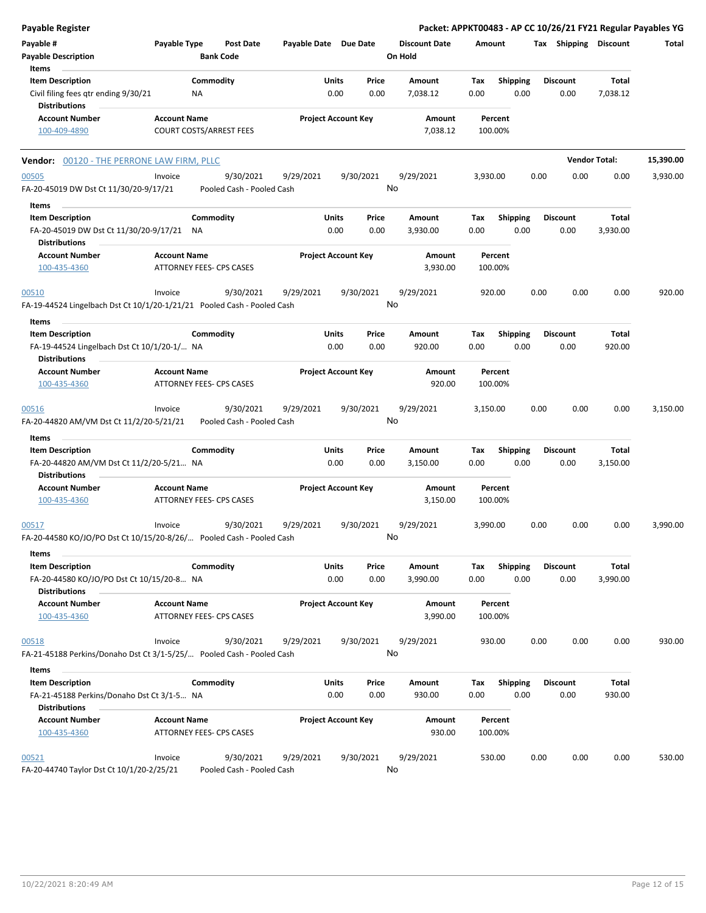**Payable Register**

**Packet: APPKT00483 - AP CC 10/26/21 FY21 Regular Payables YG**

| Payable # | Payable Type | Post Date | Payable Date | Due Date | Discount Date | Amount | Tax | Shipping | Discount | Total |
|---|---|---|---|---|---|---|---|---|---|---|
| **Payable Description** | | **Bank Code** | | | **On Hold** | | | | | |

**Items**

| Item Description | Commodity | Units | Price | Amount | Tax | Shipping | Discount | Total |
|---|---|---|---|---|---|---|---|---|
| Civil filing fees qtr ending 9/30/21 | NA | 0.00 | 0.00 | 7,038.12 | 0.00 | 0.00 | 0.00 | 7,038.12 |

**Distributions**

| Account Number | Account Name | Project Account Key | Amount | Percent |
|---|---|---|---|---|
| 100-409-4890 | COURT COSTS/ARREST FEES | | 7,038.12 | 100.00% |

**Vendor:** 00120 - THE PERRONE LAW FIRM, PLLC — **Vendor Total: 15,390.00**

| Payable # | Payable Type | Post Date | Payable Date | Due Date | Discount Date | Amount | Tax | Shipping | Discount | Total |
|---|---|---|---|---|---|---|---|---|---|---|
| 00505 | Invoice | 9/30/2021 | 9/29/2021 | 9/30/2021 | 9/29/2021 | 3,930.00 | 0.00 | 0.00 | 0.00 | 3,930.00 |
| FA-20-45019 DW Dst Ct 11/30/20-9/17/21 | | Pooled Cash - Pooled Cash | | | No | | | | | |

**Items**

| Item Description | Commodity | Units | Price | Amount | Tax | Shipping | Discount | Total |
|---|---|---|---|---|---|---|---|---|
| FA-20-45019 DW Dst Ct 11/30/20-9/17/21 | NA | 0.00 | 0.00 | 3,930.00 | 0.00 | 0.00 | 0.00 | 3,930.00 |

**Distributions**

| Account Number | Account Name | Project Account Key | Amount | Percent |
|---|---|---|---|---|
| 100-435-4360 | ATTORNEY FEES- CPS CASES | | 3,930.00 | 100.00% |

| Payable # | Payable Type | Post Date | Payable Date | Due Date | Discount Date | Amount | Tax | Shipping | Discount | Total |
|---|---|---|---|---|---|---|---|---|---|---|
| 00510 | Invoice | 9/30/2021 | 9/29/2021 | 9/30/2021 | 9/29/2021 | 920.00 | 0.00 | 0.00 | 0.00 | 920.00 |
| FA-19-44524 Lingelbach Dst Ct 10/1/20-1/21/21 | | Pooled Cash - Pooled Cash | | | No | | | | | |

**Items**

| Item Description | Commodity | Units | Price | Amount | Tax | Shipping | Discount | Total |
|---|---|---|---|---|---|---|---|---|
| FA-19-44524 Lingelbach Dst Ct 10/1/20-1/... | NA | 0.00 | 0.00 | 920.00 | 0.00 | 0.00 | 0.00 | 920.00 |

**Distributions**

| Account Number | Account Name | Project Account Key | Amount | Percent |
|---|---|---|---|---|
| 100-435-4360 | ATTORNEY FEES- CPS CASES | | 920.00 | 100.00% |

| Payable # | Payable Type | Post Date | Payable Date | Due Date | Discount Date | Amount | Tax | Shipping | Discount | Total |
|---|---|---|---|---|---|---|---|---|---|---|
| 00516 | Invoice | 9/30/2021 | 9/29/2021 | 9/30/2021 | 9/29/2021 | 3,150.00 | 0.00 | 0.00 | 0.00 | 3,150.00 |
| FA-20-44820 AM/VM Dst Ct 11/2/20-5/21/21 | | Pooled Cash - Pooled Cash | | | No | | | | | |

**Items**

| Item Description | Commodity | Units | Price | Amount | Tax | Shipping | Discount | Total |
|---|---|---|---|---|---|---|---|---|
| FA-20-44820 AM/VM Dst Ct 11/2/20-5/21... | NA | 0.00 | 0.00 | 3,150.00 | 0.00 | 0.00 | 0.00 | 3,150.00 |

**Distributions**

| Account Number | Account Name | Project Account Key | Amount | Percent |
|---|---|---|---|---|
| 100-435-4360 | ATTORNEY FEES- CPS CASES | | 3,150.00 | 100.00% |

| Payable # | Payable Type | Post Date | Payable Date | Due Date | Discount Date | Amount | Tax | Shipping | Discount | Total |
|---|---|---|---|---|---|---|---|---|---|---|
| 00517 | Invoice | 9/30/2021 | 9/29/2021 | 9/30/2021 | 9/29/2021 | 3,990.00 | 0.00 | 0.00 | 0.00 | 3,990.00 |
| FA-20-44580 KO/JO/PO Dst Ct 10/15/20-8/26/... | | Pooled Cash - Pooled Cash | | | No | | | | | |

**Items**

| Item Description | Commodity | Units | Price | Amount | Tax | Shipping | Discount | Total |
|---|---|---|---|---|---|---|---|---|
| FA-20-44580 KO/JO/PO Dst Ct 10/15/20-8... | NA | 0.00 | 0.00 | 3,990.00 | 0.00 | 0.00 | 0.00 | 3,990.00 |

**Distributions**

| Account Number | Account Name | Project Account Key | Amount | Percent |
|---|---|---|---|---|
| 100-435-4360 | ATTORNEY FEES- CPS CASES | | 3,990.00 | 100.00% |

| Payable # | Payable Type | Post Date | Payable Date | Due Date | Discount Date | Amount | Tax | Shipping | Discount | Total |
|---|---|---|---|---|---|---|---|---|---|---|
| 00518 | Invoice | 9/30/2021 | 9/29/2021 | 9/30/2021 | 9/29/2021 | 930.00 | 0.00 | 0.00 | 0.00 | 930.00 |
| FA-21-45188 Perkins/Donaho Dst Ct 3/1-5/25/... | | Pooled Cash - Pooled Cash | | | No | | | | | |

**Items**

| Item Description | Commodity | Units | Price | Amount | Tax | Shipping | Discount | Total |
|---|---|---|---|---|---|---|---|---|
| FA-21-45188 Perkins/Donaho Dst Ct 3/1-5... | NA | 0.00 | 0.00 | 930.00 | 0.00 | 0.00 | 0.00 | 930.00 |

**Distributions**

| Account Number | Account Name | Project Account Key | Amount | Percent |
|---|---|---|---|---|
| 100-435-4360 | ATTORNEY FEES- CPS CASES | | 930.00 | 100.00% |

| Payable # | Payable Type | Post Date | Payable Date | Due Date | Discount Date | Amount | Tax | Shipping | Discount | Total |
|---|---|---|---|---|---|---|---|---|---|---|
| 00521 | Invoice | 9/30/2021 | 9/29/2021 | 9/30/2021 | 9/29/2021 | 530.00 | 0.00 | 0.00 | 0.00 | 530.00 |
| FA-20-44740 Taylor Dst Ct 10/1/20-2/25/21 | | Pooled Cash - Pooled Cash | | | No | | | | | |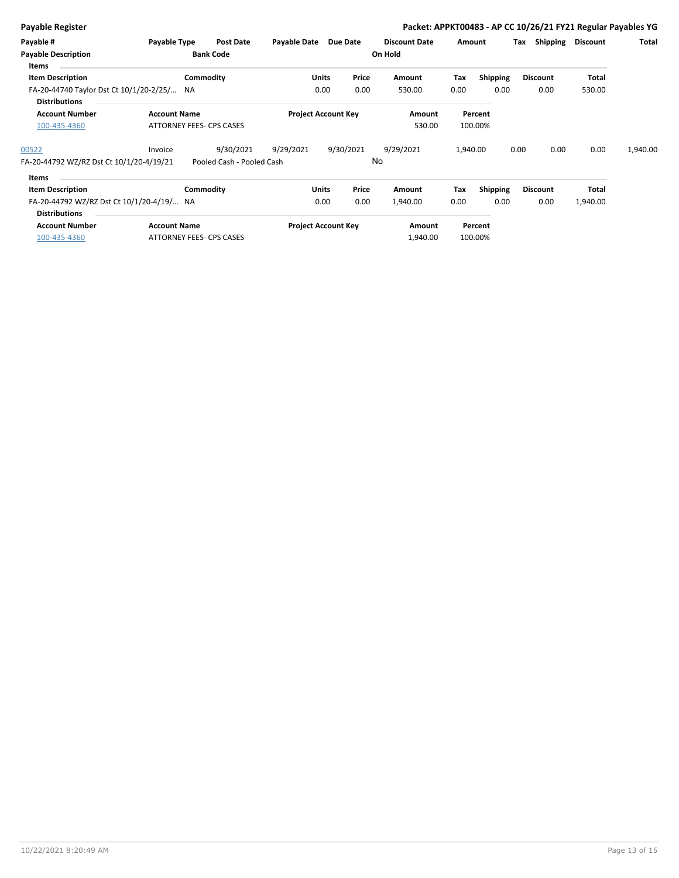**Payable Register** — **Packet: APPKT00483 - AP CC 10/26/21 FY21 Regular Payables YG**

| Payable # | Payable Type | Post Date | Payable Date | Due Date | Discount Date | Amount | Tax | Shipping | Discount | Total |
|---|---|---|---|---|---|---|---|---|---|---|
| **Payable Description** | | **Bank Code** | | | **On Hold** | | | | | |

**Items**

| Item Description | Commodity | Units | Price | Amount | Tax | Shipping | Discount | Total |
|---|---|---|---|---|---|---|---|---|
| FA-20-44740 Taylor Dst Ct 10/1/20-2/25/... | NA | 0.00 | 0.00 | 530.00 | 0.00 | 0.00 | 0.00 | 530.00 |

**Distributions**

| Account Number | Account Name | Project Account Key | Amount | Percent |
|---|---|---|---|---|
| 100-435-4360 | ATTORNEY FEES- CPS CASES | | 530.00 | 100.00% |

| Payable # | Payable Type | Post Date | Payable Date | Due Date | Discount Date | Amount | Tax | Shipping | Discount | Total |
|---|---|---|---|---|---|---|---|---|---|---|
| 00522 | Invoice | 9/30/2021 | 9/29/2021 | 9/30/2021 | 9/29/2021 | 1,940.00 | 0.00 | 0.00 | 0.00 | 1,940.00 |
| FA-20-44792 WZ/RZ Dst Ct 10/1/20-4/19/21 | | Pooled Cash - Pooled Cash | | | No | | | | | |

**Items**

| Item Description | Commodity | Units | Price | Amount | Tax | Shipping | Discount | Total |
|---|---|---|---|---|---|---|---|---|
| FA-20-44792 WZ/RZ Dst Ct 10/1/20-4/19/... | NA | 0.00 | 0.00 | 1,940.00 | 0.00 | 0.00 | 0.00 | 1,940.00 |

**Distributions**

| Account Number | Account Name | Project Account Key | Amount | Percent |
|---|---|---|---|---|
| 100-435-4360 | ATTORNEY FEES- CPS CASES | | 1,940.00 | 100.00% |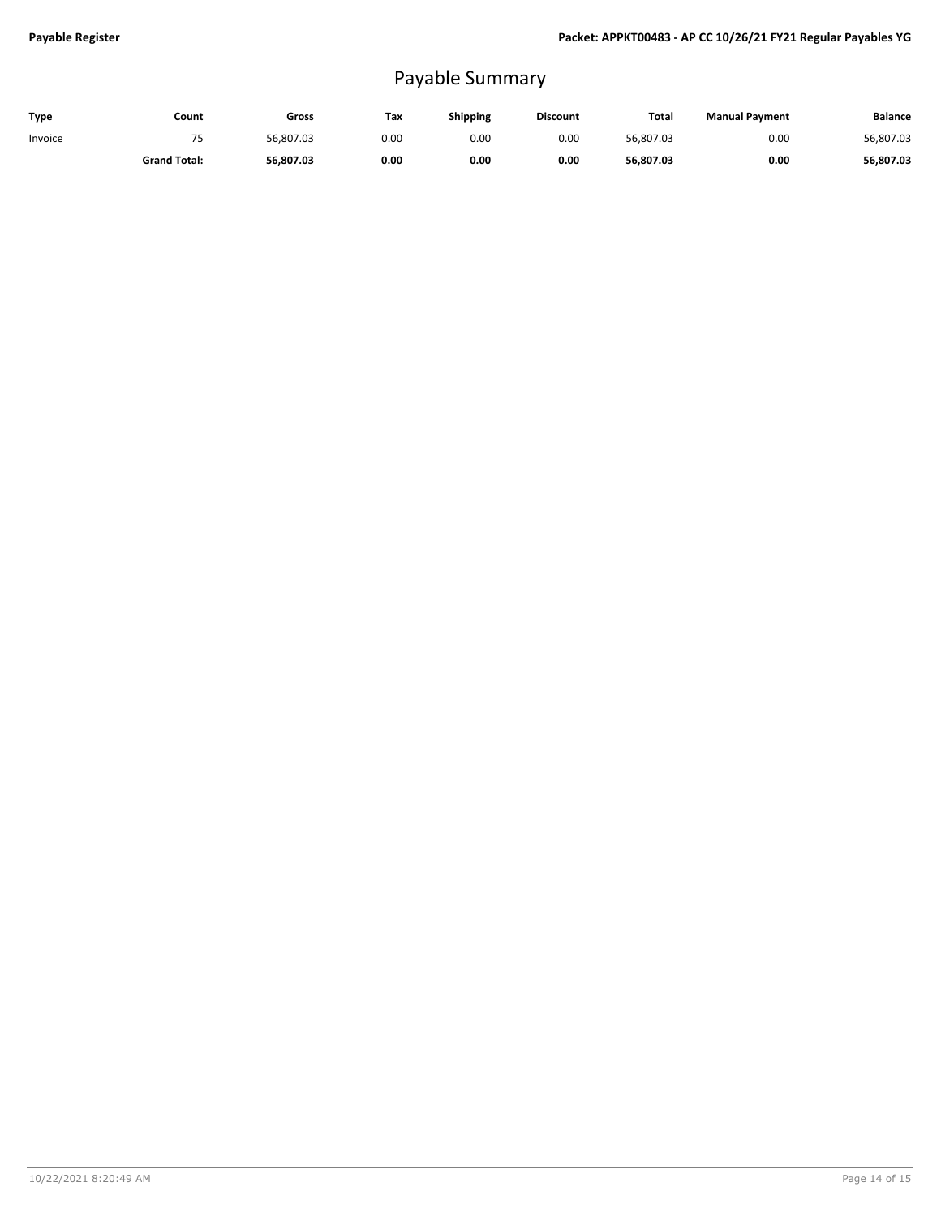# Payable Summary

| Type | Count | Gross | Tax | Shipping | Discount | Total | Manual Payment | Balance |
|---|---|---|---|---|---|---|---|---|
| Invoice | 75 | 56,807.03 | 0.00 | 0.00 | 0.00 | 56,807.03 | 0.00 | 56,807.03 |
| | **Grand Total:** | **56,807.03** | **0.00** | **0.00** | **0.00** | **56,807.03** | **0.00** | **56,807.03** |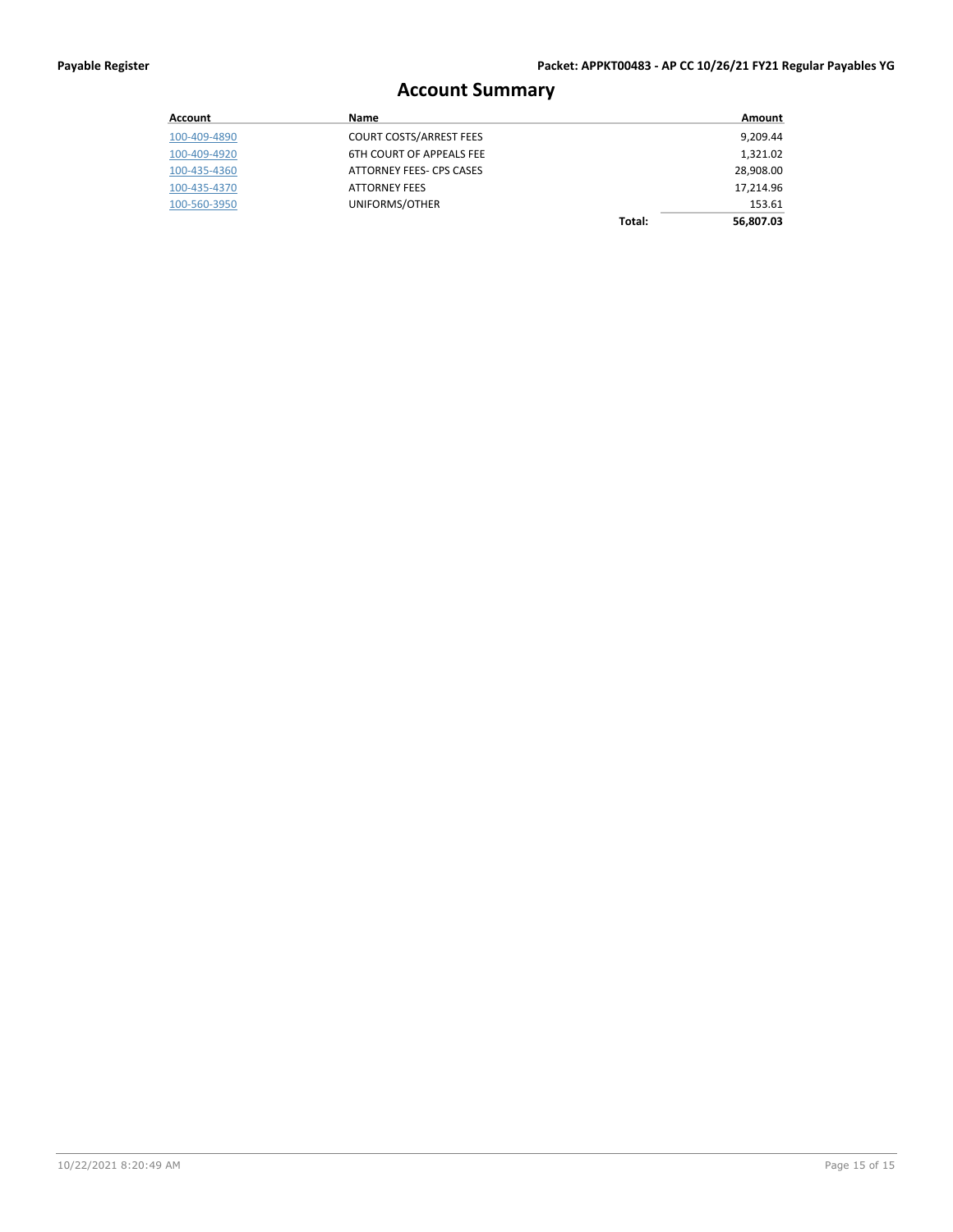# Account Summary

| Account | Name | Amount |
| --- | --- | --- |
| 100-409-4890 | COURT COSTS/ARREST FEES | 9,209.44 |
| 100-409-4920 | 6TH COURT OF APPEALS FEE | 1,321.02 |
| 100-435-4360 | ATTORNEY FEES- CPS CASES | 28,908.00 |
| 100-435-4370 | ATTORNEY FEES | 17,214.96 |
| 100-560-3950 | UNIFORMS/OTHER | 153.61 |
| | **Total:** | **56,807.03** |